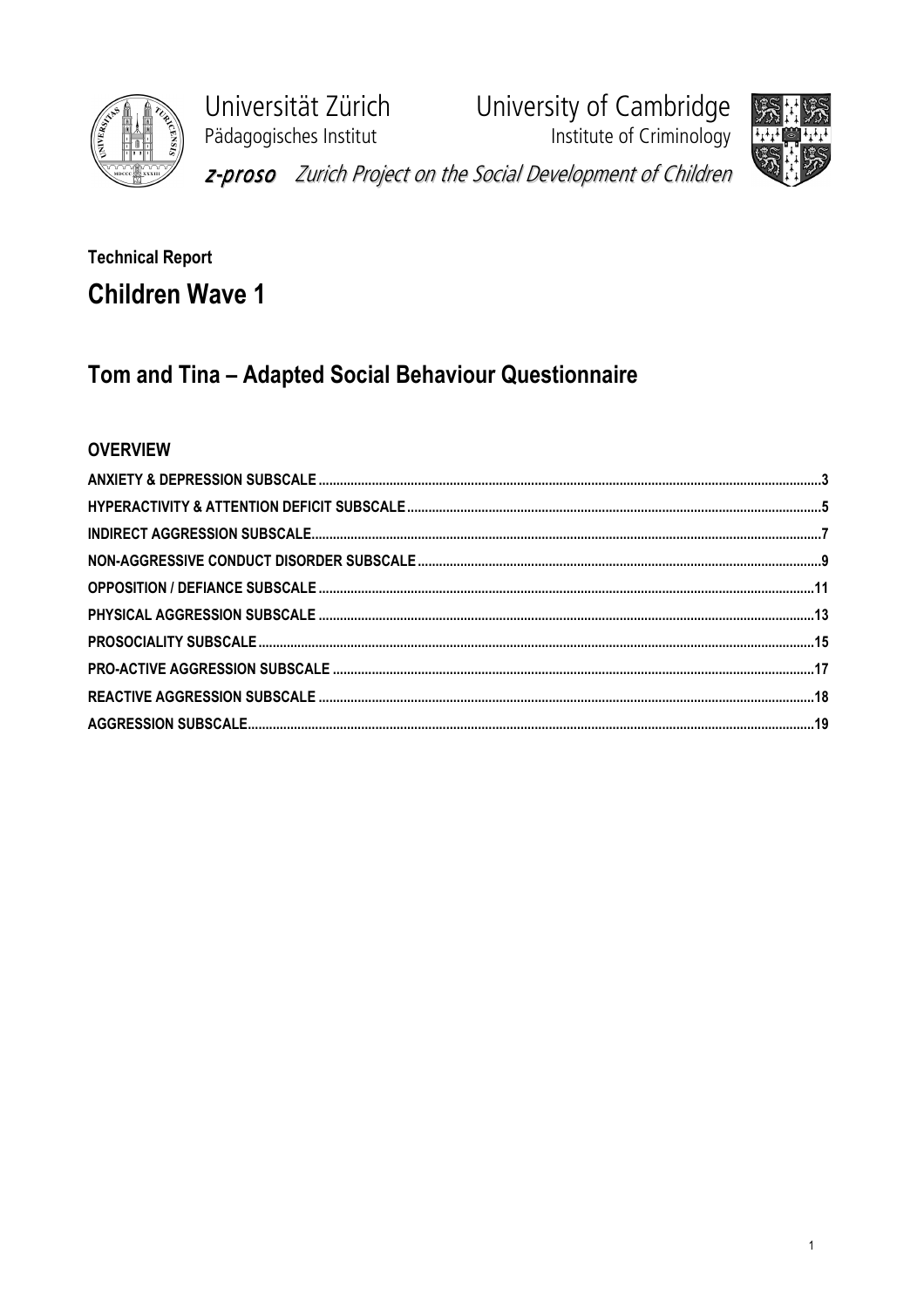Universität Zürich
Pädagogisches Institut

University of Cambridge
Institute of Criminology

*z-proso* *Zurich Project on the Social Development of Children*

**Technical Report**

# Children Wave 1

## Tom and Tina – Adapted Social Behaviour Questionnaire

### OVERVIEW

**ANXIETY & DEPRESSION SUBSCALE** .......... 3
**HYPERACTIVITY & ATTENTION DEFICIT SUBSCALE** .......... 5
**INDIRECT AGGRESSION SUBSCALE** .......... 7
**NON-AGGRESSIVE CONDUCT DISORDER SUBSCALE** .......... 9
**OPPOSITION / DEFIANCE SUBSCALE** .......... 11
**PHYSICAL AGGRESSION SUBSCALE** .......... 13
**PROSOCIALITY SUBSCALE** .......... 15
**PRO-ACTIVE AGGRESSION SUBSCALE** .......... 17
**REACTIVE AGGRESSION SUBSCALE** .......... 18
**AGGRESSION SUBSCALE** .......... 19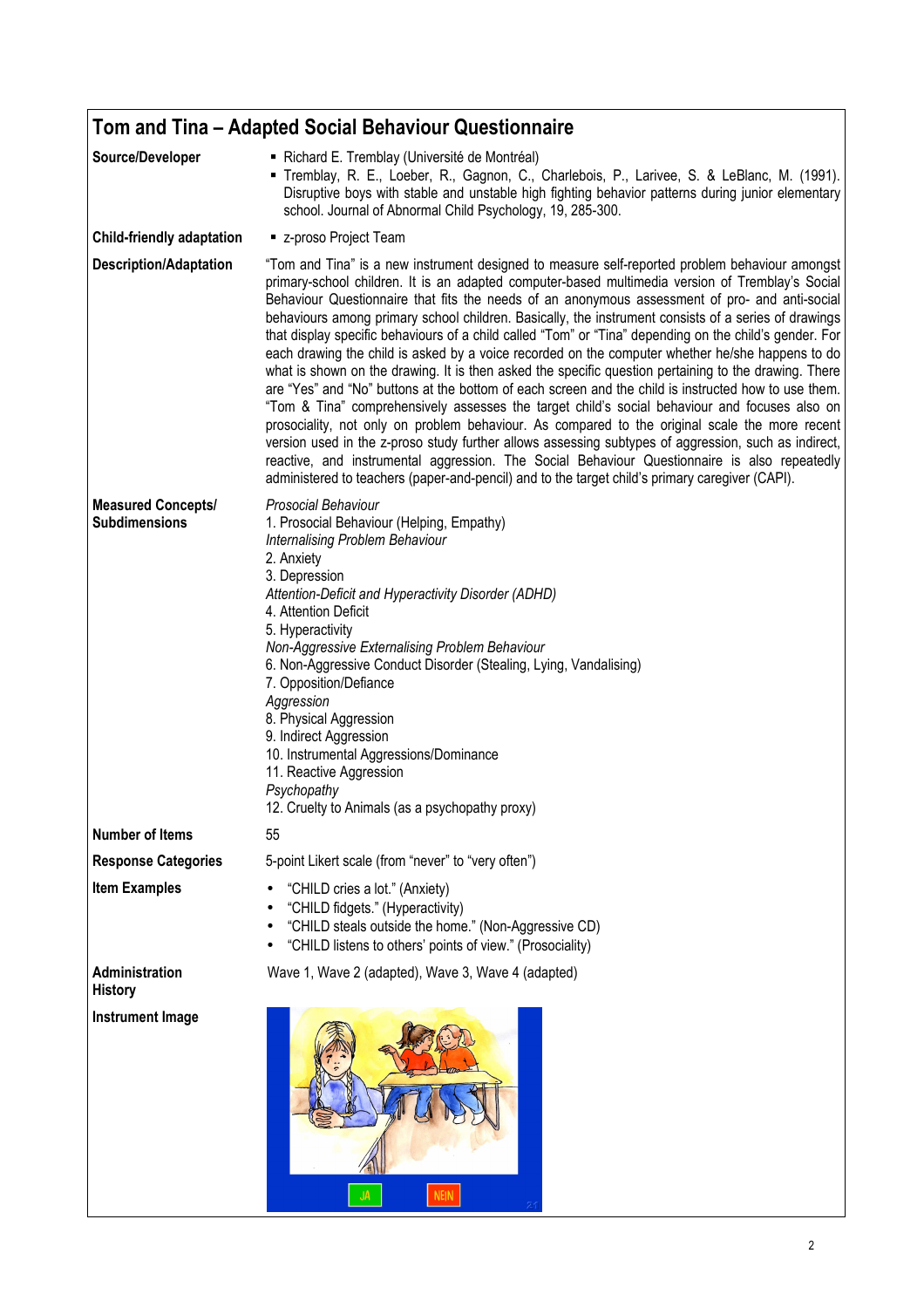## Tom and Tina – Adapted Social Behaviour Questionnaire

| | |
|---|---|
| **Source/Developer** | ▪ Richard E. Tremblay (Université de Montréal)<br>▪ Tremblay, R. E., Loeber, R., Gagnon, C., Charlebois, P., Larivee, S. & LeBlanc, M. (1991). Disruptive boys with stable and unstable high fighting behavior patterns during junior elementary school. Journal of Abnormal Child Psychology, 19, 285-300. |
| **Child-friendly adaptation** | ▪ z-proso Project Team |
| **Description/Adaptation** | "Tom and Tina" is a new instrument designed to measure self-reported problem behaviour amongst primary-school children. It is an adapted computer-based multimedia version of Tremblay's Social Behaviour Questionnaire that fits the needs of an anonymous assessment of pro- and anti-social behaviours among primary school children. Basically, the instrument consists of a series of drawings that display specific behaviours of a child called "Tom" or "Tina" depending on the child's gender. For each drawing the child is asked by a voice recorded on the computer whether he/she happens to do what is shown on the drawing. It is then asked the specific question pertaining to the drawing. There are "Yes" and "No" buttons at the bottom of each screen and the child is instructed how to use them. "Tom & Tina" comprehensively assesses the target child's social behaviour and focuses also on prosociality, not only on problem behaviour. As compared to the original scale the more recent version used in the z-proso study further allows assessing subtypes of aggression, such as indirect, reactive, and instrumental aggression. The Social Behaviour Questionnaire is also repeatedly administered to teachers (paper-and-pencil) and to the target child's primary caregiver (CAPI). |
| **Measured Concepts/ Subdimensions** | *Prosocial Behaviour*<br>1. Prosocial Behaviour (Helping, Empathy)<br>*Internalising Problem Behaviour*<br>2. Anxiety<br>3. Depression<br>*Attention-Deficit and Hyperactivity Disorder (ADHD)*<br>4. Attention Deficit<br>5. Hyperactivity<br>*Non-Aggressive Externalising Problem Behaviour*<br>6. Non-Aggressive Conduct Disorder (Stealing, Lying, Vandalising)<br>7. Opposition/Defiance<br>*Aggression*<br>8. Physical Aggression<br>9. Indirect Aggression<br>10. Instrumental Aggressions/Dominance<br>11. Reactive Aggression<br>*Psychopathy*<br>12. Cruelty to Animals (as a psychopathy proxy) |
| **Number of Items** | 55 |
| **Response Categories** | 5-point Likert scale (from "never" to "very often") |
| **Item Examples** | • "CHILD cries a lot." (Anxiety)<br>• "CHILD fidgets." (Hyperactivity)<br>• "CHILD steals outside the home." (Non-Aggressive CD)<br>• "CHILD listens to others' points of view." (Prosociality) |
| **Administration History** | Wave 1, Wave 2 (adapted), Wave 3, Wave 4 (adapted) |
| **Instrument Image** | |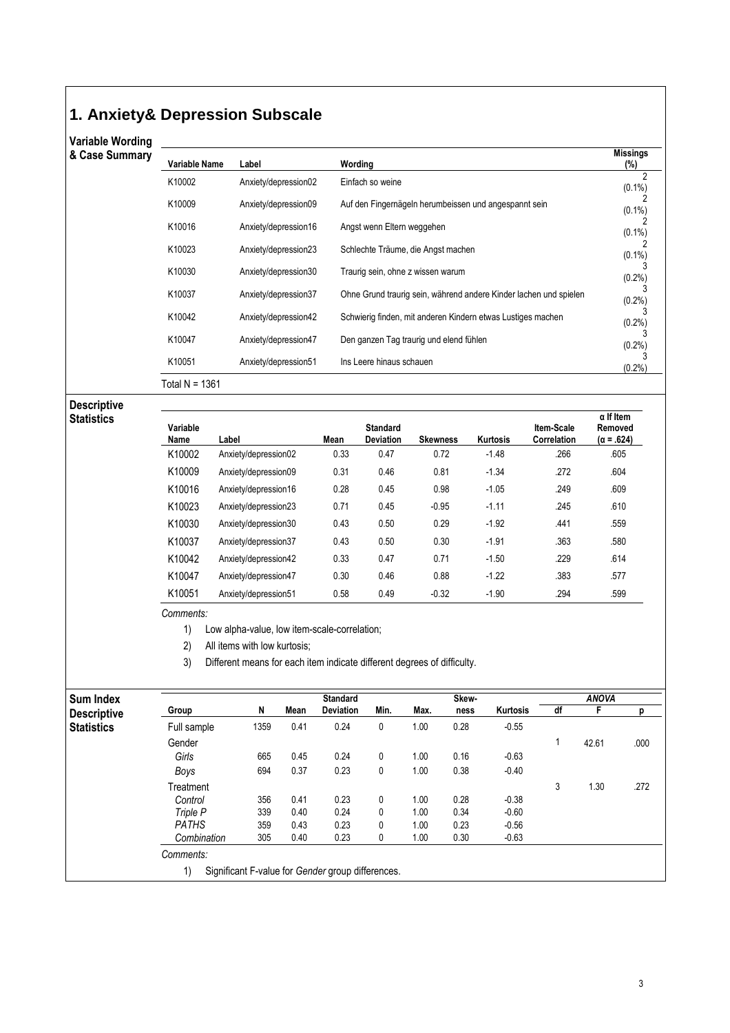# 1. Anxiety& Depression Subscale

### Variable Wording & Case Summary

| Variable Name | Label | Wording | Missings (%) |
|---|---|---|---|
| K10002 | Anxiety/depression02 | Einfach so weine | 2 (0.1%) |
| K10009 | Anxiety/depression09 | Auf den Fingernägeln herumbeissen und angespannt sein | 2 (0.1%) |
| K10016 | Anxiety/depression16 | Angst wenn Eltern weggehen | 2 (0.1%) |
| K10023 | Anxiety/depression23 | Schlechte Träume, die Angst machen | 2 (0.1%) |
| K10030 | Anxiety/depression30 | Traurig sein, ohne z wissen warum | 3 (0.2%) |
| K10037 | Anxiety/depression37 | Ohne Grund traurig sein, während andere Kinder lachen und spielen | 3 (0.2%) |
| K10042 | Anxiety/depression42 | Schwierig finden, mit anderen Kindern etwas Lustiges machen | 3 (0.2%) |
| K10047 | Anxiety/depression47 | Den ganzen Tag traurig und elend fühlen | 3 (0.2%) |
| K10051 | Anxiety/depression51 | Ins Leere hinaus schauen | 3 (0.2%) |

Total N = 1361

### Descriptive Statistics

| Variable Name | Label | Mean | Standard Deviation | Skewness | Kurtosis | Item-Scale Correlation | α If Item Removed (α = .624) |
|---|---|---|---|---|---|---|---|
| K10002 | Anxiety/depression02 | 0.33 | 0.47 | 0.72 | -1.48 | .266 | .605 |
| K10009 | Anxiety/depression09 | 0.31 | 0.46 | 0.81 | -1.34 | .272 | .604 |
| K10016 | Anxiety/depression16 | 0.28 | 0.45 | 0.98 | -1.05 | .249 | .609 |
| K10023 | Anxiety/depression23 | 0.71 | 0.45 | -0.95 | -1.11 | .245 | .610 |
| K10030 | Anxiety/depression30 | 0.43 | 0.50 | 0.29 | -1.92 | .441 | .559 |
| K10037 | Anxiety/depression37 | 0.43 | 0.50 | 0.30 | -1.91 | .363 | .580 |
| K10042 | Anxiety/depression42 | 0.33 | 0.47 | 0.71 | -1.50 | .229 | .614 |
| K10047 | Anxiety/depression47 | 0.30 | 0.46 | 0.88 | -1.22 | .383 | .577 |
| K10051 | Anxiety/depression51 | 0.58 | 0.49 | -0.32 | -1.90 | .294 | .599 |

*Comments:*

1) Low alpha-value, low item-scale-correlation;
2) All items with low kurtosis;
3) Different means for each item indicate different degrees of difficulty.

### Sum Index Descriptive Statistics

| Group | N | Mean | Standard Deviation | Min. | Max. | Skewness | Kurtosis | ANOVA df | ANOVA F | ANOVA p |
|---|---|---|---|---|---|---|---|---|---|---|
| Full sample | 1359 | 0.41 | 0.24 | 0 | 1.00 | 0.28 | -0.55 | | | |
| Gender | | | | | | | | 1 | 42.61 | .000 |
| *Girls* | 665 | 0.45 | 0.24 | 0 | 1.00 | 0.16 | -0.63 | | | |
| *Boys* | 694 | 0.37 | 0.23 | 0 | 1.00 | 0.38 | -0.40 | | | |
| Treatment | | | | | | | | 3 | 1.30 | .272 |
| *Control* | 356 | 0.41 | 0.23 | 0 | 1.00 | 0.28 | -0.38 | | | |
| *Triple P* | 339 | 0.40 | 0.24 | 0 | 1.00 | 0.34 | -0.60 | | | |
| *PATHS* | 359 | 0.43 | 0.23 | 0 | 1.00 | 0.23 | -0.56 | | | |
| *Combination* | 305 | 0.40 | 0.23 | 0 | 1.00 | 0.30 | -0.63 | | | |

*Comments:*

1) Significant F-value for *Gender* group differences.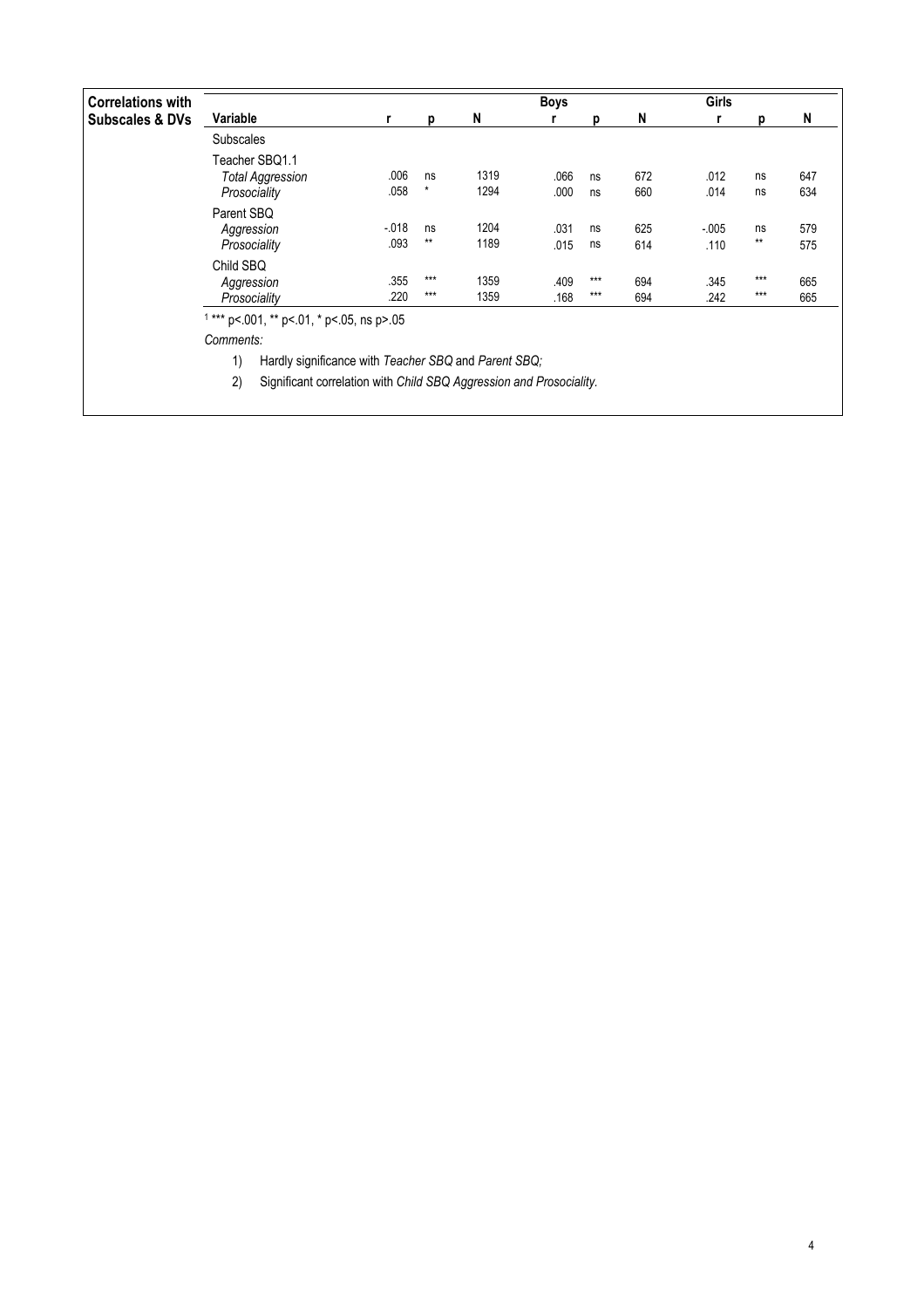| Correlations with Subscales & DVs | Variable | r | p | N | Boys r | Boys p | Boys N | Girls r | Girls p | Girls N |
|---|---|---|---|---|---|---|---|---|---|---|
| | Subscales | | | | | | | | | |
| | Teacher SBQ1.1 | | | | | | | | | |
| | *Total Aggression* | .006 | ns | 1319 | .066 | ns | 672 | .012 | ns | 647 |
| | *Prosociality* | .058 | * | 1294 | .000 | ns | 660 | .014 | ns | 634 |
| | Parent SBQ | | | | | | | | | |
| | *Aggression* | -.018 | ns | 1204 | .031 | ns | 625 | -.005 | ns | 579 |
| | *Prosociality* | .093 | ** | 1189 | .015 | ns | 614 | .110 | ** | 575 |
| | Child SBQ | | | | | | | | | |
| | *Aggression* | .355 | *** | 1359 | .409 | *** | 694 | .345 | *** | 665 |
| | *Prosociality* | .220 | *** | 1359 | .168 | *** | 694 | .242 | *** | 665 |

[1] *** p<.001, ** p<.01, * p<.05, ns p>.05

*Comments:*

1) Hardly significance with *Teacher SBQ* and *Parent SBQ;*
2) Significant correlation with *Child SBQ Aggression and Prosociality.*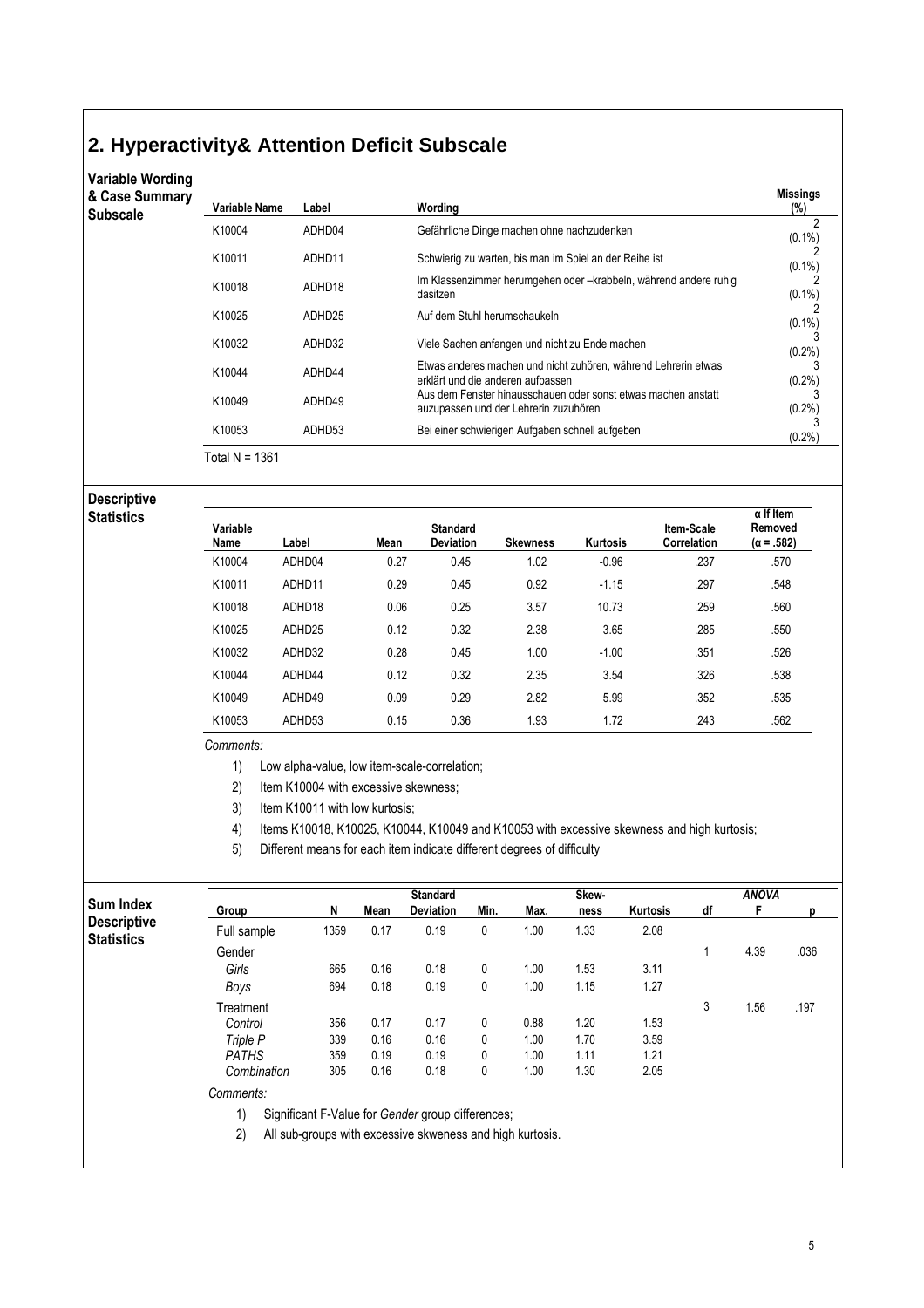## 2. Hyperactivity& Attention Deficit Subscale

**Variable Wording & Case Summary Subscale**

| Variable Name | Label | Wording | Missings (%) |
|---|---|---|---|
| K10004 | ADHD04 | Gefährliche Dinge machen ohne nachzudenken | 2 (0.1%) |
| K10011 | ADHD11 | Schwierig zu warten, bis man im Spiel an der Reihe ist | 2 (0.1%) |
| K10018 | ADHD18 | Im Klassenzimmer herumgehen oder –krabbeln, während andere ruhig dasitzen | 2 (0.1%) |
| K10025 | ADHD25 | Auf dem Stuhl herumschaukeln | 2 (0.1%) |
| K10032 | ADHD32 | Viele Sachen anfangen und nicht zu Ende machen | 3 (0.2%) |
| K10044 | ADHD44 | Etwas anderes machen und nicht zuhören, während Lehrerin etwas erklärt und die anderen aufpassen | 3 (0.2%) |
| K10049 | ADHD49 | Aus dem Fenster hinausschauen oder sonst etwas machen anstatt auzupassen und der Lehrerin zuzuhören | 3 (0.2%) |
| K10053 | ADHD53 | Bei einer schwierigen Aufgaben schnell aufgeben | 3 (0.2%) |

Total N = 1361

**Descriptive Statistics**

| Variable Name | Label | Mean | Standard Deviation | Skewness | Kurtosis | Item-Scale Correlation | α If Item Removed (α = .582) |
|---|---|---|---|---|---|---|---|
| K10004 | ADHD04 | 0.27 | 0.45 | 1.02 | -0.96 | .237 | .570 |
| K10011 | ADHD11 | 0.29 | 0.45 | 0.92 | -1.15 | .297 | .548 |
| K10018 | ADHD18 | 0.06 | 0.25 | 3.57 | 10.73 | .259 | .560 |
| K10025 | ADHD25 | 0.12 | 0.32 | 2.38 | 3.65 | .285 | .550 |
| K10032 | ADHD32 | 0.28 | 0.45 | 1.00 | -1.00 | .351 | .526 |
| K10044 | ADHD44 | 0.12 | 0.32 | 2.35 | 3.54 | .326 | .538 |
| K10049 | ADHD49 | 0.09 | 0.29 | 2.82 | 5.99 | .352 | .535 |
| K10053 | ADHD53 | 0.15 | 0.36 | 1.93 | 1.72 | .243 | .562 |

*Comments:*

1) Low alpha-value, low item-scale-correlation;
2) Item K10004 with excessive skewness;
3) Item K10011 with low kurtosis;
4) Items K10018, K10025, K10044, K10049 and K10053 with excessive skewness and high kurtosis;
5) Different means for each item indicate different degrees of difficulty

**Sum Index Descriptive Statistics**

| Group | N | Mean | Standard Deviation | Min. | Max. | Skew-ness | Kurtosis | ANOVA df | ANOVA F | ANOVA p |
|---|---|---|---|---|---|---|---|---|---|---|
| Full sample | 1359 | 0.17 | 0.19 | 0 | 1.00 | 1.33 | 2.08 | | | |
| Gender | | | | | | | | 1 | 4.39 | .036 |
| *Girls* | 665 | 0.16 | 0.18 | 0 | 1.00 | 1.53 | 3.11 | | | |
| *Boys* | 694 | 0.18 | 0.19 | 0 | 1.00 | 1.15 | 1.27 | | | |
| Treatment | | | | | | | | 3 | 1.56 | .197 |
| *Control* | 356 | 0.17 | 0.17 | 0 | 0.88 | 1.20 | 1.53 | | | |
| *Triple P* | 339 | 0.16 | 0.16 | 0 | 1.00 | 1.70 | 3.59 | | | |
| *PATHS* | 359 | 0.19 | 0.19 | 0 | 1.00 | 1.11 | 1.21 | | | |
| *Combination* | 305 | 0.16 | 0.18 | 0 | 1.00 | 1.30 | 2.05 | | | |

*Comments:*

1) Significant F-Value for *Gender* group differences;
2) All sub-groups with excessive skeweness and high kurtosis.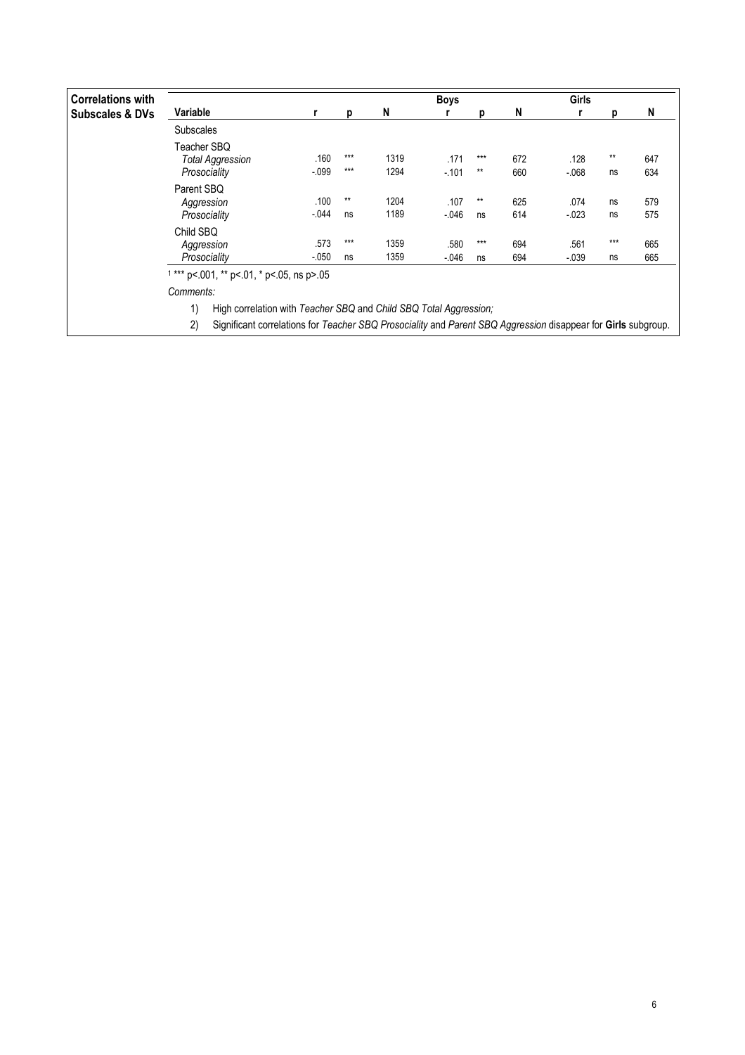**Correlations with Subscales & DVs**

| Variable | r | p | N | Boys r | Boys p | Boys N | Girls r | Girls p | Girls N |
|---|---|---|---|---|---|---|---|---|---|
| Subscales | | | | | | | | | |
| Teacher SBQ | | | | | | | | | |
| *Total Aggression* | .160 | *** | 1319 | .171 | *** | 672 | .128 | ** | 647 |
| *Prosociality* | -.099 | *** | 1294 | -.101 | ** | 660 | -.068 | ns | 634 |
| Parent SBQ | | | | | | | | | |
| *Aggression* | .100 | ** | 1204 | .107 | ** | 625 | .074 | ns | 579 |
| *Prosociality* | -.044 | ns | 1189 | -.046 | ns | 614 | -.023 | ns | 575 |
| Child SBQ | | | | | | | | | |
| *Aggression* | .573 | *** | 1359 | .580 | *** | 694 | .561 | *** | 665 |
| *Prosociality* | -.050 | ns | 1359 | -.046 | ns | 694 | -.039 | ns | 665 |

[1] *** p<.001, ** p<.01, * p<.05, ns p>.05

*Comments:*

1) High correlation with *Teacher SBQ* and *Child SBQ Total Aggression;*
2) Significant correlations for *Teacher SBQ Prosociality* and *Parent SBQ Aggression* disappear for **Girls** subgroup.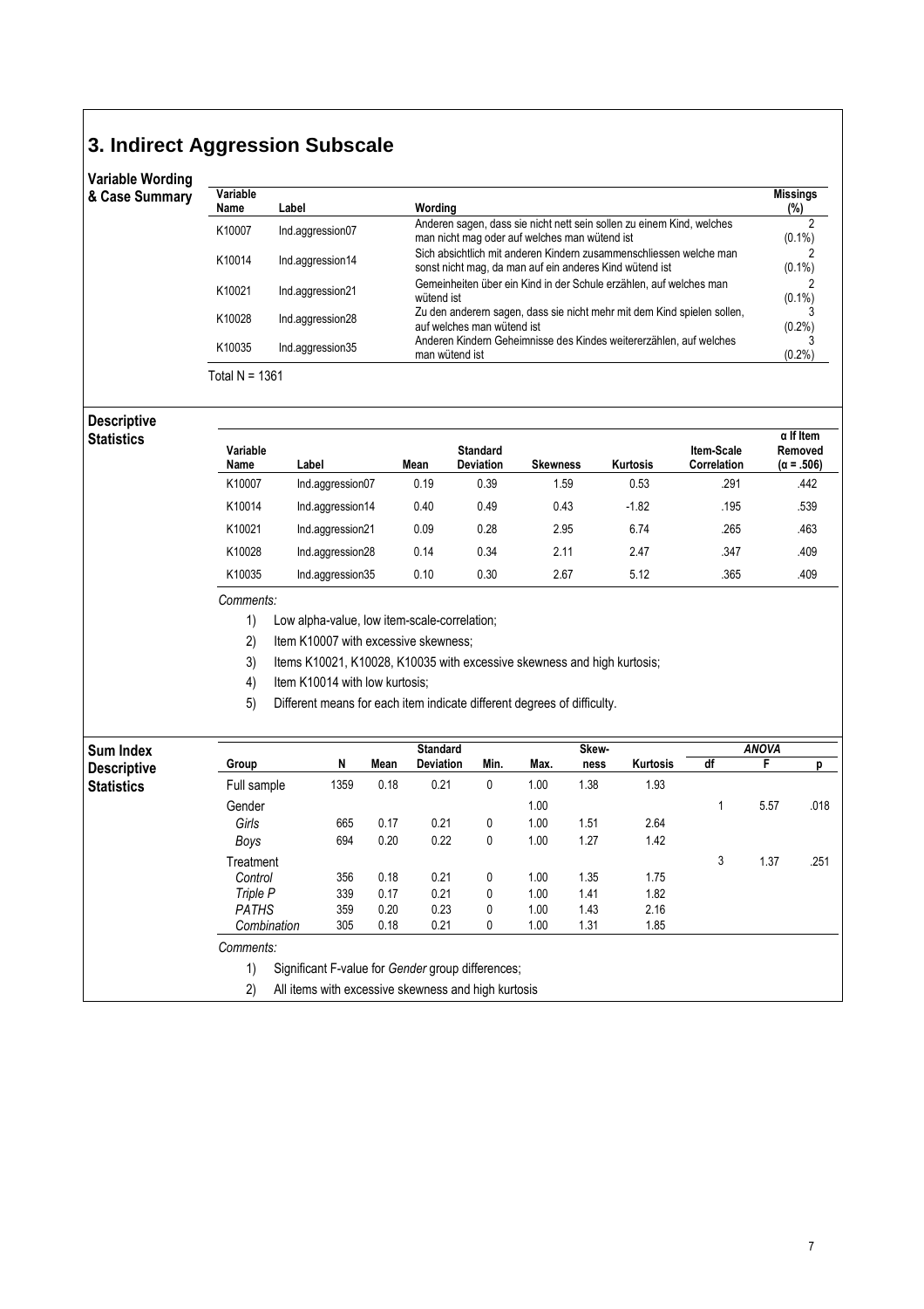# 3. Indirect Aggression Subscale

### Variable Wording & Case Summary

| Variable Name | Label | Wording | Missings (%) |
|---|---|---|---|
| K10007 | Ind.aggression07 | Anderen sagen, dass sie nicht nett sein sollen zu einem Kind, welches man nicht mag oder auf welches man wütend ist | 2 (0.1%) |
| K10014 | Ind.aggression14 | Sich absichtlich mit anderen Kindern zusammenschliessen welche man sonst nicht mag, da man auf ein anderes Kind wütend ist | 2 (0.1%) |
| K10021 | Ind.aggression21 | Gemeinheiten über ein Kind in der Schule erzählen, auf welches man wütend ist | 2 (0.1%) |
| K10028 | Ind.aggression28 | Zu den anderern sagen, dass sie nicht mehr mit dem Kind spielen sollen, auf welches man wütend ist | 3 (0.2%) |
| K10035 | Ind.aggression35 | Anderen Kindern Geheimnisse des Kindes weitererzählen, auf welches man wütend ist | 3 (0.2%) |

Total N = 1361

### Descriptive Statistics

| Variable Name | Label | Mean | Standard Deviation | Skewness | Kurtosis | Item-Scale Correlation | α If Item Removed (α = .506) |
|---|---|---|---|---|---|---|---|
| K10007 | Ind.aggression07 | 0.19 | 0.39 | 1.59 | 0.53 | .291 | .442 |
| K10014 | Ind.aggression14 | 0.40 | 0.49 | 0.43 | -1.82 | .195 | .539 |
| K10021 | Ind.aggression21 | 0.09 | 0.28 | 2.95 | 6.74 | .265 | .463 |
| K10028 | Ind.aggression28 | 0.14 | 0.34 | 2.11 | 2.47 | .347 | .409 |
| K10035 | Ind.aggression35 | 0.10 | 0.30 | 2.67 | 5.12 | .365 | .409 |

*Comments:*

1) Low alpha-value, low item-scale-correlation;
2) Item K10007 with excessive skewness;
3) Items K10021, K10028, K10035 with excessive skewness and high kurtosis;
4) Item K10014 with low kurtosis;
5) Different means for each item indicate different degrees of difficulty.

### Sum Index Descriptive Statistics

| Group | N | Mean | Standard Deviation | Min. | Max. | Skew-ness | Kurtosis | ANOVA df | ANOVA F | ANOVA p |
|---|---|---|---|---|---|---|---|---|---|---|
| Full sample | 1359 | 0.18 | 0.21 | 0 | 1.00 | 1.38 | 1.93 | | | |
| Gender | | | | | 1.00 | | | 1 | 5.57 | .018 |
| *Girls* | 665 | 0.17 | 0.21 | 0 | 1.00 | 1.51 | 2.64 | | | |
| *Boys* | 694 | 0.20 | 0.22 | 0 | 1.00 | 1.27 | 1.42 | | | |
| Treatment | | | | | | | | 3 | 1.37 | .251 |
| *Control* | 356 | 0.18 | 0.21 | 0 | 1.00 | 1.35 | 1.75 | | | |
| *Triple P* | 339 | 0.17 | 0.21 | 0 | 1.00 | 1.41 | 1.82 | | | |
| *PATHS* | 359 | 0.20 | 0.23 | 0 | 1.00 | 1.43 | 2.16 | | | |
| *Combination* | 305 | 0.18 | 0.21 | 0 | 1.00 | 1.31 | 1.85 | | | |

*Comments:*

1) Significant F-value for *Gender* group differences;
2) All items with excessive skewness and high kurtosis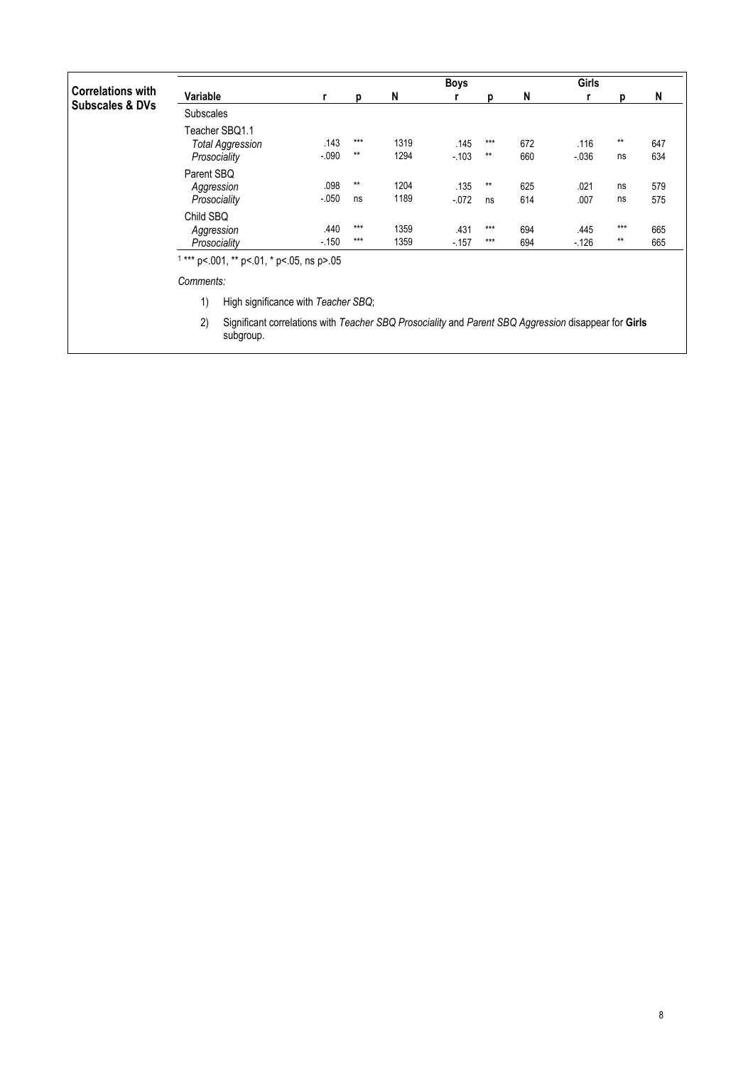**Correlations with Subscales & DVs**

| Variable | r | p | N | Boys r | Boys p | Boys N | Girls r | Girls p | Girls N |
|---|---|---|---|---|---|---|---|---|---|
| Subscales | | | | | | | | | |
| Teacher SBQ1.1 | | | | | | | | | |
| *Total Aggression* | .143 | *** | 1319 | .145 | *** | 672 | .116 | ** | 647 |
| *Prosociality* | -.090 | ** | 1294 | -.103 | ** | 660 | -.036 | ns | 634 |
| Parent SBQ | | | | | | | | | |
| *Aggression* | .098 | ** | 1204 | .135 | ** | 625 | .021 | ns | 579 |
| *Prosociality* | -.050 | ns | 1189 | -.072 | ns | 614 | .007 | ns | 575 |
| Child SBQ | | | | | | | | | |
| *Aggression* | .440 | *** | 1359 | .431 | *** | 694 | .445 | *** | 665 |
| *Prosociality* | -.150 | *** | 1359 | -.157 | *** | 694 | -.126 | ** | 665 |

[1] *** p<.001, ** p<.01, * p<.05, ns p>.05

*Comments:*

1) High significance with *Teacher SBQ*;
2) Significant correlations with *Teacher SBQ Prosociality* and *Parent SBQ Aggression* disappear for **Girls** subgroup.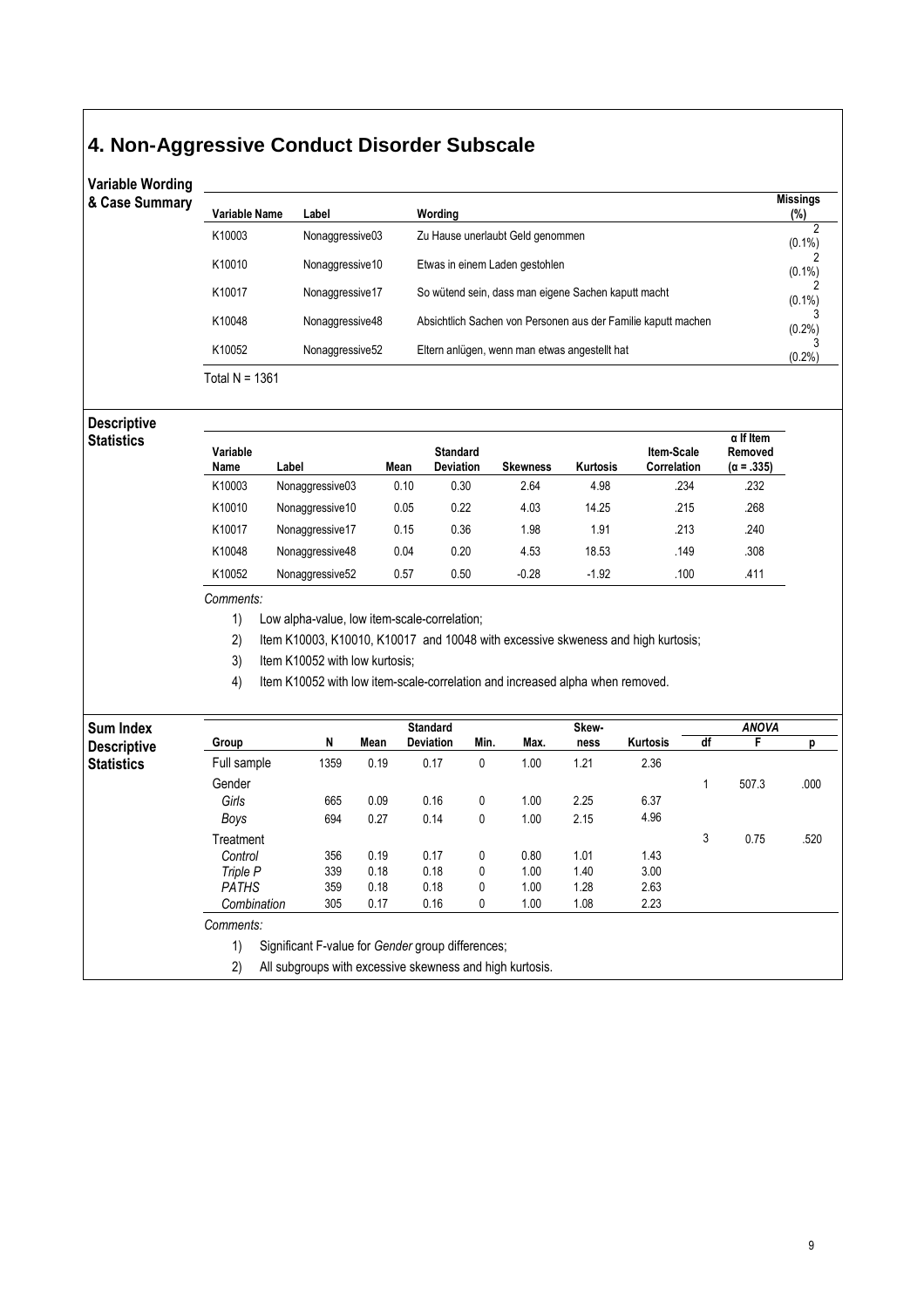# 4. Non-Aggressive Conduct Disorder Subscale

## Variable Wording & Case Summary

| Variable Name | Label | Wording | Missings (%) |
|---|---|---|---|
| K10003 | Nonaggressive03 | Zu Hause unerlaubt Geld genommen | 2 (0.1%) |
| K10010 | Nonaggressive10 | Etwas in einem Laden gestohlen | 2 (0.1%) |
| K10017 | Nonaggressive17 | So wütend sein, dass man eigene Sachen kaputt macht | 2 (0.1%) |
| K10048 | Nonaggressive48 | Absichtlich Sachen von Personen aus der Familie kaputt machen | 3 (0.2%) |
| K10052 | Nonaggressive52 | Eltern anlügen, wenn man etwas angestellt hat | 3 (0.2%) |

Total N = 1361

## Descriptive Statistics

| Variable Name | Label | Mean | Standard Deviation | Skewness | Kurtosis | Item-Scale Correlation | α If Item Removed (α = .335) |
|---|---|---|---|---|---|---|---|
| K10003 | Nonaggressive03 | 0.10 | 0.30 | 2.64 | 4.98 | .234 | .232 |
| K10010 | Nonaggressive10 | 0.05 | 0.22 | 4.03 | 14.25 | .215 | .268 |
| K10017 | Nonaggressive17 | 0.15 | 0.36 | 1.98 | 1.91 | .213 | .240 |
| K10048 | Nonaggressive48 | 0.04 | 0.20 | 4.53 | 18.53 | .149 | .308 |
| K10052 | Nonaggressive52 | 0.57 | 0.50 | -0.28 | -1.92 | .100 | .411 |

*Comments:*

1) Low alpha-value, low item-scale-correlation;
2) Item K10003, K10010, K10017 and 10048 with excessive skeweness and high kurtosis;
3) Item K10052 with low kurtosis;
4) Item K10052 with low item-scale-correlation and increased alpha when removed.

## Sum Index Descriptive Statistics

| Group | N | Mean | Standard Deviation | Min. | Max. | Skew-ness | Kurtosis | ANOVA df | F | p |
|---|---|---|---|---|---|---|---|---|---|---|
| Full sample | 1359 | 0.19 | 0.17 | 0 | 1.00 | 1.21 | 2.36 | | | |
| Gender | | | | | | | | 1 | 507.3 | .000 |
| *Girls* | 665 | 0.09 | 0.16 | 0 | 1.00 | 2.25 | 6.37 | | | |
| *Boys* | 694 | 0.27 | 0.14 | 0 | 1.00 | 2.15 | 4.96 | | | |
| Treatment | | | | | | | | 3 | 0.75 | .520 |
| *Control* | 356 | 0.19 | 0.17 | 0 | 0.80 | 1.01 | 1.43 | | | |
| *Triple P* | 339 | 0.18 | 0.18 | 0 | 1.00 | 1.40 | 3.00 | | | |
| *PATHS* | 359 | 0.18 | 0.18 | 0 | 1.00 | 1.28 | 2.63 | | | |
| *Combination* | 305 | 0.17 | 0.16 | 0 | 1.00 | 1.08 | 2.23 | | | |

*Comments:*

1) Significant F-value for *Gender* group differences;
2) All subgroups with excessive skewness and high kurtosis.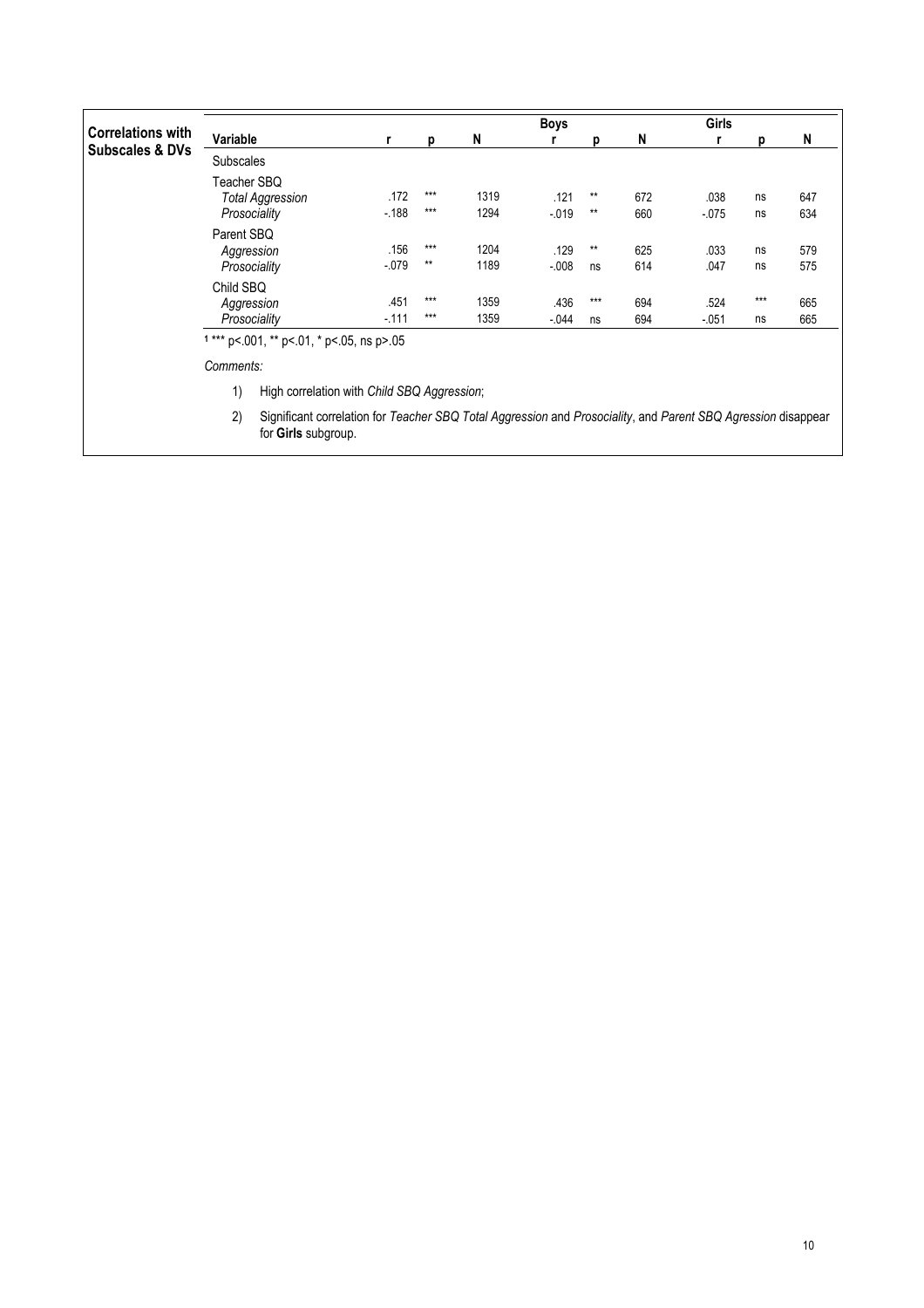**Correlations with Subscales & DVs**

| Variable | r | p | N | Boys r | p | N | Girls r | p | N |
|---|---|---|---|---|---|---|---|---|---|
| Subscales | | | | | | | | | |
| Teacher SBQ | | | | | | | | | |
| *Total Aggression* | .172 | *** | 1319 | .121 | ** | 672 | .038 | ns | 647 |
| *Prosociality* | -.188 | *** | 1294 | -.019 | ** | 660 | -.075 | ns | 634 |
| Parent SBQ | | | | | | | | | |
| *Aggression* | .156 | *** | 1204 | .129 | ** | 625 | .033 | ns | 579 |
| *Prosociality* | -.079 | ** | 1189 | -.008 | ns | 614 | .047 | ns | 575 |
| Child SBQ | | | | | | | | | |
| *Aggression* | .451 | *** | 1359 | .436 | *** | 694 | .524 | *** | 665 |
| *Prosociality* | -.111 | *** | 1359 | -.044 | ns | 694 | -.051 | ns | 665 |

[1] *** p<.001, ** p<.01, * p<.05, ns p>.05

*Comments:*

1) High correlation with *Child SBQ Aggression*;

2) Significant correlation for *Teacher SBQ Total Aggression* and *Prosociality*, and *Parent SBQ Agression* disappear for **Girls** subgroup.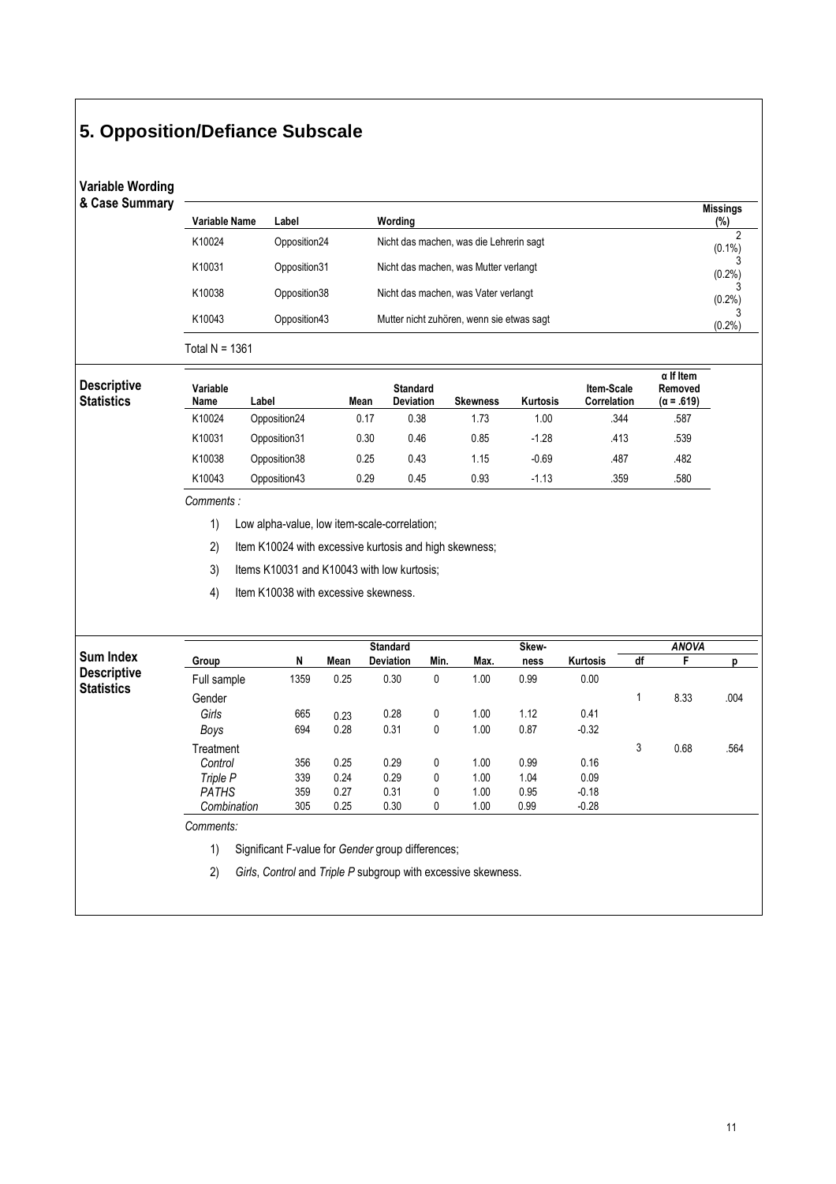# 5. Opposition/Defiance Subscale

### Variable Wording & Case Summary

| Variable Name | Label | Wording | Missings (%) |
|---|---|---|---|
| K10024 | Opposition24 | Nicht das machen, was die Lehrerin sagt | 2 (0.1%) |
| K10031 | Opposition31 | Nicht das machen, was Mutter verlangt | 3 (0.2%) |
| K10038 | Opposition38 | Nicht das machen, was Vater verlangt | 3 (0.2%) |
| K10043 | Opposition43 | Mutter nicht zuhören, wenn sie etwas sagt | 3 (0.2%) |

Total N = 1361

### Descriptive Statistics

| Variable Name | Label | Mean | Standard Deviation | Skewness | Kurtosis | Item-Scale Correlation | α If Item Removed (α = .619) |
|---|---|---|---|---|---|---|---|
| K10024 | Opposition24 | 0.17 | 0.38 | 1.73 | 1.00 | .344 | .587 |
| K10031 | Opposition31 | 0.30 | 0.46 | 0.85 | -1.28 | .413 | .539 |
| K10038 | Opposition38 | 0.25 | 0.43 | 1.15 | -0.69 | .487 | .482 |
| K10043 | Opposition43 | 0.29 | 0.45 | 0.93 | -1.13 | .359 | .580 |

*Comments :*

1) Low alpha-value, low item-scale-correlation;
2) Item K10024 with excessive kurtosis and high skewness;
3) Items K10031 and K10043 with low kurtosis;
4) Item K10038 with excessive skewness.

### Sum Index Descriptive Statistics

| Group | N | Mean | Standard Deviation | Min. | Max. | Skew-ness | Kurtosis | ANOVA df | F | p |
|---|---|---|---|---|---|---|---|---|---|---|
| Full sample | 1359 | 0.25 | 0.30 | 0 | 1.00 | 0.99 | 0.00 | | | |
| Gender | | | | | | | | 1 | 8.33 | .004 |
| *Girls* | 665 | 0.23 | 0.28 | 0 | 1.00 | 1.12 | 0.41 | | | |
| *Boys* | 694 | 0.28 | 0.31 | 0 | 1.00 | 0.87 | -0.32 | | | |
| Treatment | | | | | | | | 3 | 0.68 | .564 |
| *Control* | 356 | 0.25 | 0.29 | 0 | 1.00 | 0.99 | 0.16 | | | |
| *Triple P* | 339 | 0.24 | 0.29 | 0 | 1.00 | 1.04 | 0.09 | | | |
| *PATHS* | 359 | 0.27 | 0.31 | 0 | 1.00 | 0.95 | -0.18 | | | |
| *Combination* | 305 | 0.25 | 0.30 | 0 | 1.00 | 0.99 | -0.28 | | | |

*Comments:*

1) Significant F-value for *Gender* group differences;
2) *Girls*, *Control* and *Triple P* subgroup with excessive skewness.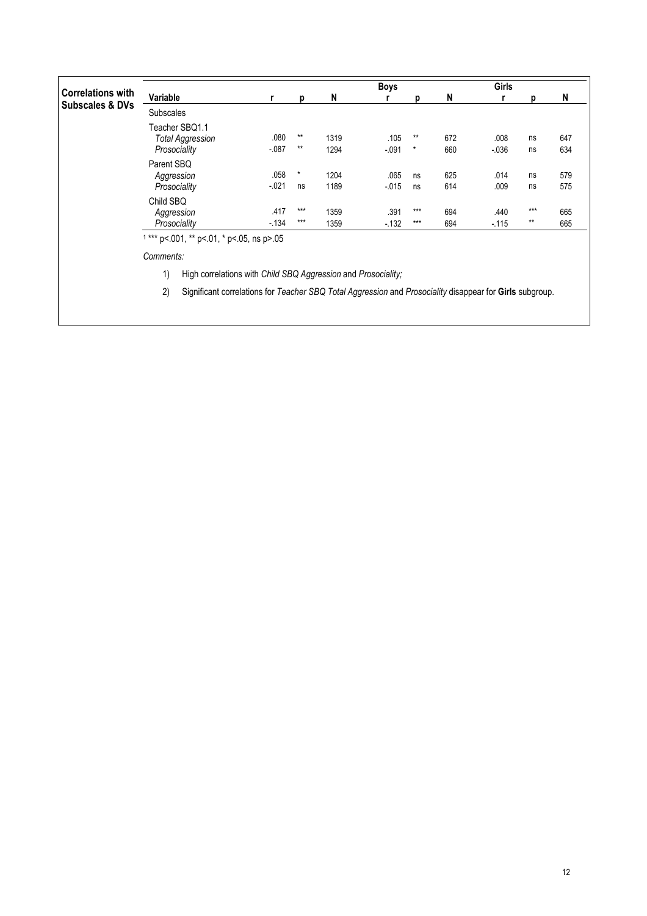**Correlations with Subscales & DVs**

| Variable | r | p | N | Boys r | Boys p | Boys N | Girls r | Girls p | Girls N |
|---|---|---|---|---|---|---|---|---|---|
| Subscales | | | | | | | | | |
| Teacher SBQ1.1 | | | | | | | | | |
| *Total Aggression* | .080 | ** | 1319 | .105 | ** | 672 | .008 | ns | 647 |
| *Prosociality* | -.087 | ** | 1294 | -.091 | * | 660 | -.036 | ns | 634 |
| Parent SBQ | | | | | | | | | |
| *Aggression* | .058 | * | 1204 | .065 | ns | 625 | .014 | ns | 579 |
| *Prosociality* | -.021 | ns | 1189 | -.015 | ns | 614 | .009 | ns | 575 |
| Child SBQ | | | | | | | | | |
| *Aggression* | .417 | *** | 1359 | .391 | *** | 694 | .440 | *** | 665 |
| *Prosociality* | -.134 | *** | 1359 | -.132 | *** | 694 | -.115 | ** | 665 |

[1] *** p<.001, ** p<.01, * p<.05, ns p>.05

*Comments:*

1) High correlations with *Child SBQ Aggression* and *Prosociality;*

2) Significant correlations for *Teacher SBQ Total Aggression* and *Prosociality* disappear for **Girls** subgroup.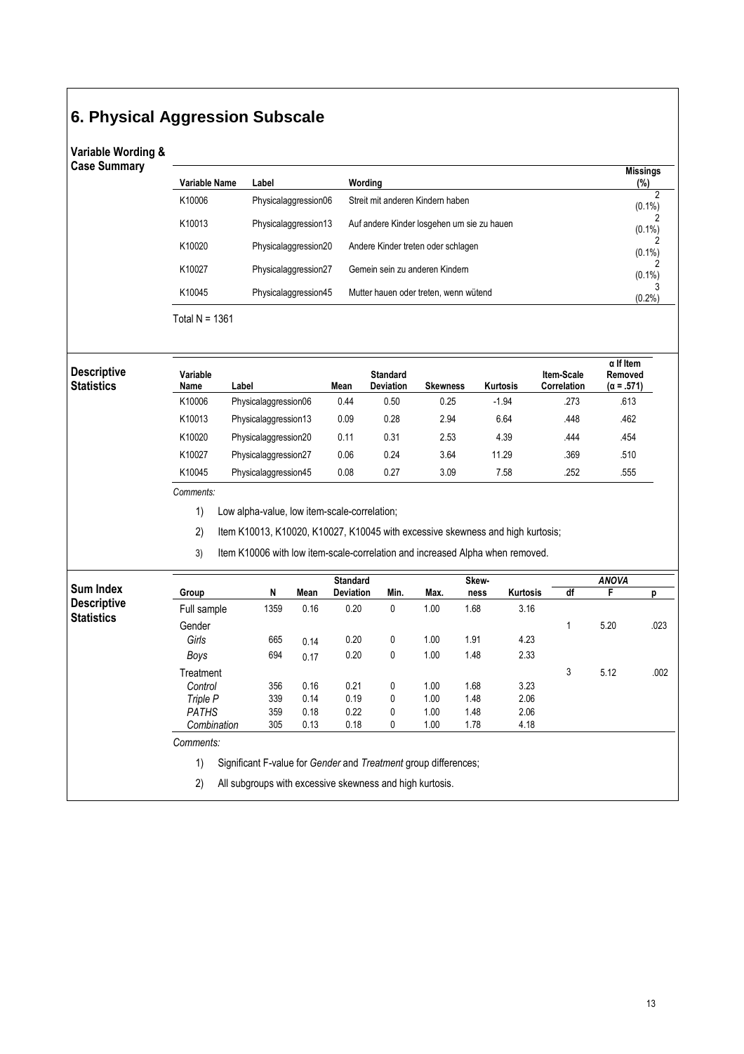# 6. Physical Aggression Subscale

### Variable Wording & Case Summary

| Variable Name | Label | Wording | Missings (%) |
|---|---|---|---|
| K10006 | Physicalaggression06 | Streit mit anderen Kindern haben | 2 (0.1%) |
| K10013 | Physicalaggression13 | Auf andere Kinder losgehen um sie zu hauen | 2 (0.1%) |
| K10020 | Physicalaggression20 | Andere Kinder treten oder schlagen | 2 (0.1%) |
| K10027 | Physicalaggression27 | Gemein sein zu anderen Kindern | 2 (0.1%) |
| K10045 | Physicalaggression45 | Mutter hauen oder treten, wenn wütend | 3 (0.2%) |

Total N = 1361

### Descriptive Statistics

| Variable Name | Label | Mean | Standard Deviation | Skewness | Kurtosis | Item-Scale Correlation | α If Item Removed (α = .571) |
|---|---|---|---|---|---|---|---|
| K10006 | Physicalaggression06 | 0.44 | 0.50 | 0.25 | -1.94 | .273 | .613 |
| K10013 | Physicalaggression13 | 0.09 | 0.28 | 2.94 | 6.64 | .448 | .462 |
| K10020 | Physicalaggression20 | 0.11 | 0.31 | 2.53 | 4.39 | .444 | .454 |
| K10027 | Physicalaggression27 | 0.06 | 0.24 | 3.64 | 11.29 | .369 | .510 |
| K10045 | Physicalaggression45 | 0.08 | 0.27 | 3.09 | 7.58 | .252 | .555 |

*Comments:*

1) Low alpha-value, low item-scale-correlation;
2) Item K10013, K10020, K10027, K10045 with excessive skewness and high kurtosis;
3) Item K10006 with low item-scale-correlation and increased Alpha when removed.

### Sum Index Descriptive Statistics

| Group | N | Mean | Standard Deviation | Min. | Max. | Skew-ness | Kurtosis | *ANOVA* df | F | p |
|---|---|---|---|---|---|---|---|---|---|---|
| Full sample | 1359 | 0.16 | 0.20 | 0 | 1.00 | 1.68 | 3.16 | | | |
| Gender | | | | | | | | 1 | 5.20 | .023 |
| *Girls* | 665 | 0.14 | 0.20 | 0 | 1.00 | 1.91 | 4.23 | | | |
| *Boys* | 694 | 0.17 | 0.20 | 0 | 1.00 | 1.48 | 2.33 | | | |
| Treatment | | | | | | | | 3 | 5.12 | .002 |
| *Control* | 356 | 0.16 | 0.21 | 0 | 1.00 | 1.68 | 3.23 | | | |
| *Triple P* | 339 | 0.14 | 0.19 | 0 | 1.00 | 1.48 | 2.06 | | | |
| *PATHS* | 359 | 0.18 | 0.22 | 0 | 1.00 | 1.48 | 2.06 | | | |
| *Combination* | 305 | 0.13 | 0.18 | 0 | 1.00 | 1.78 | 4.18 | | | |

*Comments:*

1) Significant F-value for *Gender* and *Treatment* group differences;
2) All subgroups with excessive skewness and high kurtosis.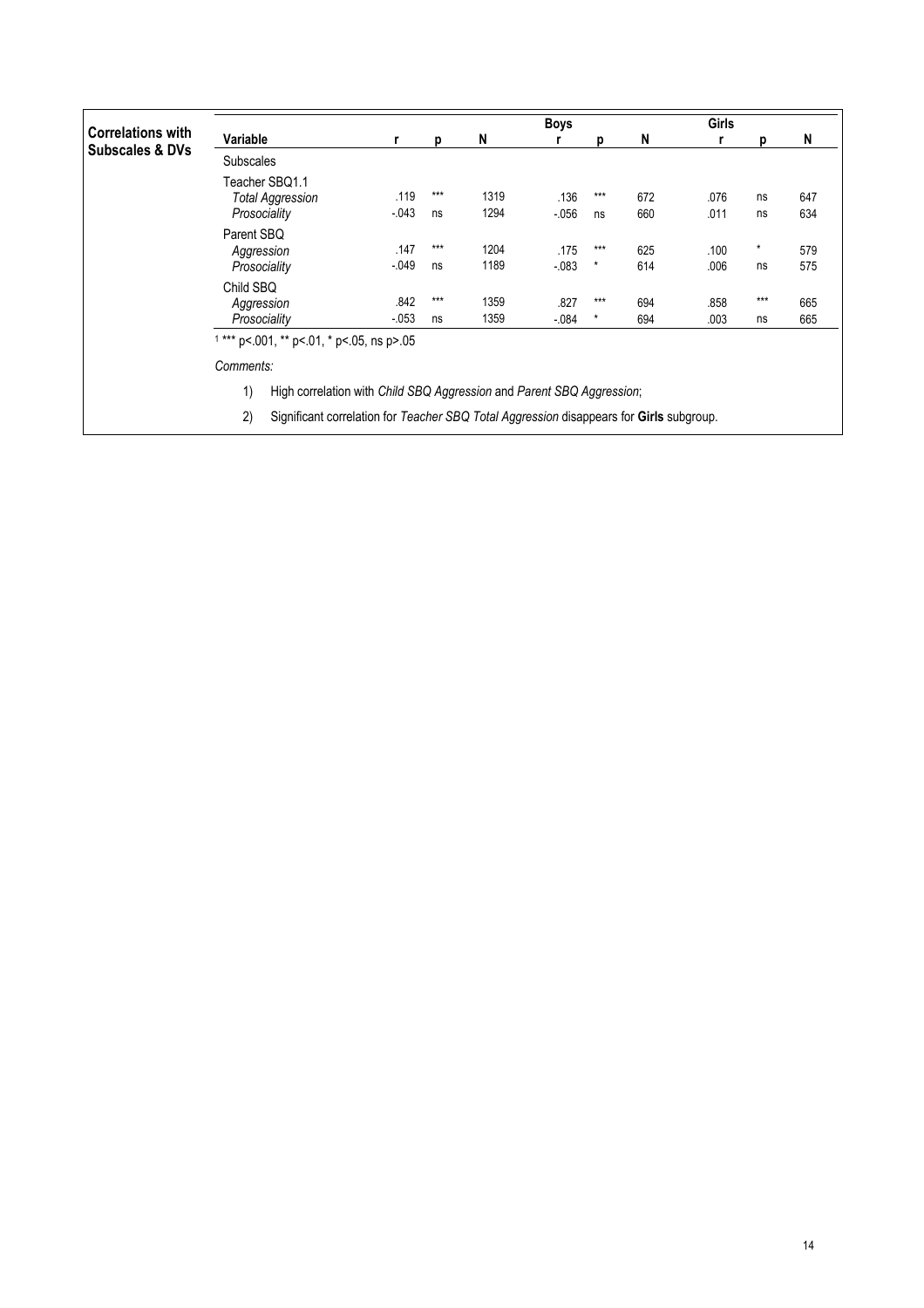**Correlations with Subscales & DVs**

| Variable | r | p | N | Boys r | Boys p | Boys N | Girls r | Girls p | Girls N |
|---|---|---|---|---|---|---|---|---|---|
| Subscales | | | | | | | | | |
| Teacher SBQ1.1 | | | | | | | | | |
| *Total Aggression* | .119 | *** | 1319 | .136 | *** | 672 | .076 | ns | 647 |
| *Prosociality* | -.043 | ns | 1294 | -.056 | ns | 660 | .011 | ns | 634 |
| Parent SBQ | | | | | | | | | |
| *Aggression* | .147 | *** | 1204 | .175 | *** | 625 | .100 | * | 579 |
| *Prosociality* | -.049 | ns | 1189 | -.083 | * | 614 | .006 | ns | 575 |
| Child SBQ | | | | | | | | | |
| *Aggression* | .842 | *** | 1359 | .827 | *** | 694 | .858 | *** | 665 |
| *Prosociality* | -.053 | ns | 1359 | -.084 | * | 694 | .003 | ns | 665 |

[1] *** p<.001, ** p<.01, * p<.05, ns p>.05

*Comments:*

1) High correlation with *Child SBQ Aggression* and *Parent SBQ Aggression*;
2) Significant correlation for *Teacher SBQ Total Aggression* disappears for **Girls** subgroup.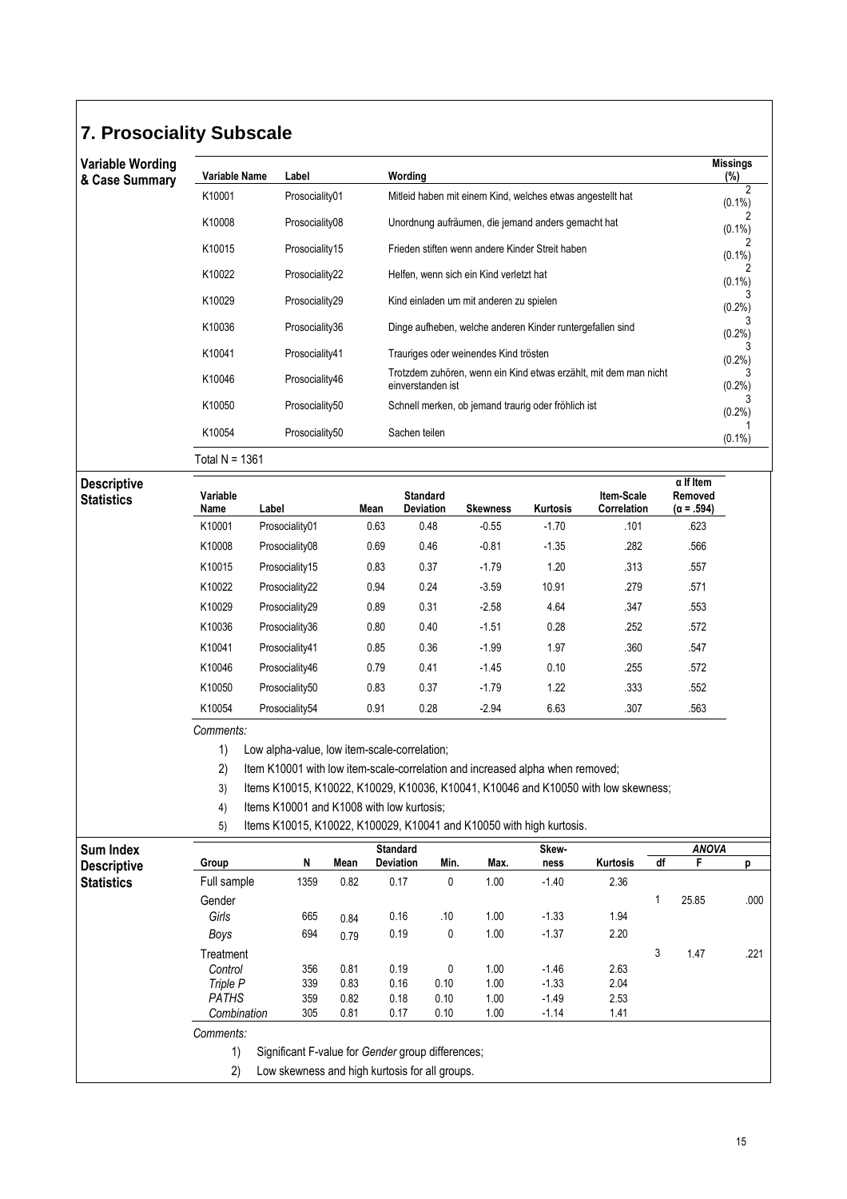## 7. Prosociality Subscale

**Variable Wording & Case Summary**

| Variable Name | Label | Wording | Missings (%) |
|---|---|---|---|
| K10001 | Prosociality01 | Mitleid haben mit einem Kind, welches etwas angestellt hat | 2 (0.1%) |
| K10008 | Prosociality08 | Unordnung aufräumen, die jemand anders gemacht hat | 2 (0.1%) |
| K10015 | Prosociality15 | Frieden stiften wenn andere Kinder Streit haben | 2 (0.1%) |
| K10022 | Prosociality22 | Helfen, wenn sich ein Kind verletzt hat | 2 (0.1%) |
| K10029 | Prosociality29 | Kind einladen um mit anderen zu spielen | 3 (0.2%) |
| K10036 | Prosociality36 | Dinge aufheben, welche anderen Kinder runtergefallen sind | 3 (0.2%) |
| K10041 | Prosociality41 | Trauriges oder weinendes Kind trösten | 3 (0.2%) |
| K10046 | Prosociality46 | Trotzdem zuhören, wenn ein Kind etwas erzählt, mit dem man nicht einverstanden ist | 3 (0.2%) |
| K10050 | Prosociality50 | Schnell merken, ob jemand traurig oder fröhlich ist | 3 (0.2%) |
| K10054 | Prosociality50 | Sachen teilen | 1 (0.1%) |

Total N = 1361

**Descriptive Statistics**

| Variable Name | Label | Mean | Standard Deviation | Skewness | Kurtosis | Item-Scale Correlation | α If Item Removed (α = .594) |
|---|---|---|---|---|---|---|---|
| K10001 | Prosociality01 | 0.63 | 0.48 | -0.55 | -1.70 | .101 | .623 |
| K10008 | Prosociality08 | 0.69 | 0.46 | -0.81 | -1.35 | .282 | .566 |
| K10015 | Prosociality15 | 0.83 | 0.37 | -1.79 | 1.20 | .313 | .557 |
| K10022 | Prosociality22 | 0.94 | 0.24 | -3.59 | 10.91 | .279 | .571 |
| K10029 | Prosociality29 | 0.89 | 0.31 | -2.58 | 4.64 | .347 | .553 |
| K10036 | Prosociality36 | 0.80 | 0.40 | -1.51 | 0.28 | .252 | .572 |
| K10041 | Prosociality41 | 0.85 | 0.36 | -1.99 | 1.97 | .360 | .547 |
| K10046 | Prosociality46 | 0.79 | 0.41 | -1.45 | 0.10 | .255 | .572 |
| K10050 | Prosociality50 | 0.83 | 0.37 | -1.79 | 1.22 | .333 | .552 |
| K10054 | Prosociality54 | 0.91 | 0.28 | -2.94 | 6.63 | .307 | .563 |

*Comments:*

1) Low alpha-value, low item-scale-correlation;
2) Item K10001 with low item-scale-correlation and increased alpha when removed;
3) Items K10015, K10022, K10029, K10036, K10041, K10046 and K10050 with low skewness;
4) Items K10001 and K1008 with low kurtosis;
5) Items K10015, K10022, K100029, K10041 and K10050 with high kurtosis.

**Sum Index Descriptive Statistics**

| Group | N | Mean | Standard Deviation | Min. | Max. | Skewness | Kurtosis | ANOVA df | F | p |
|---|---|---|---|---|---|---|---|---|---|---|
| Full sample | 1359 | 0.82 | 0.17 | 0 | 1.00 | -1.40 | 2.36 | | | |
| Gender | | | | | | | | 1 | 25.85 | .000 |
| *Girls* | 665 | 0.84 | 0.16 | .10 | 1.00 | -1.33 | 1.94 | | | |
| *Boys* | 694 | 0.79 | 0.19 | 0 | 1.00 | -1.37 | 2.20 | | | |
| Treatment | | | | | | | | 3 | 1.47 | .221 |
| *Control* | 356 | 0.81 | 0.19 | 0 | 1.00 | -1.46 | 2.63 | | | |
| *Triple P* | 339 | 0.83 | 0.16 | 0.10 | 1.00 | -1.33 | 2.04 | | | |
| *PATHS* | 359 | 0.82 | 0.18 | 0.10 | 1.00 | -1.49 | 2.53 | | | |
| *Combination* | 305 | 0.81 | 0.17 | 0.10 | 1.00 | -1.14 | 1.41 | | | |

*Comments:*

1) Significant F-value for *Gender* group differences;
2) Low skewness and high kurtosis for all groups.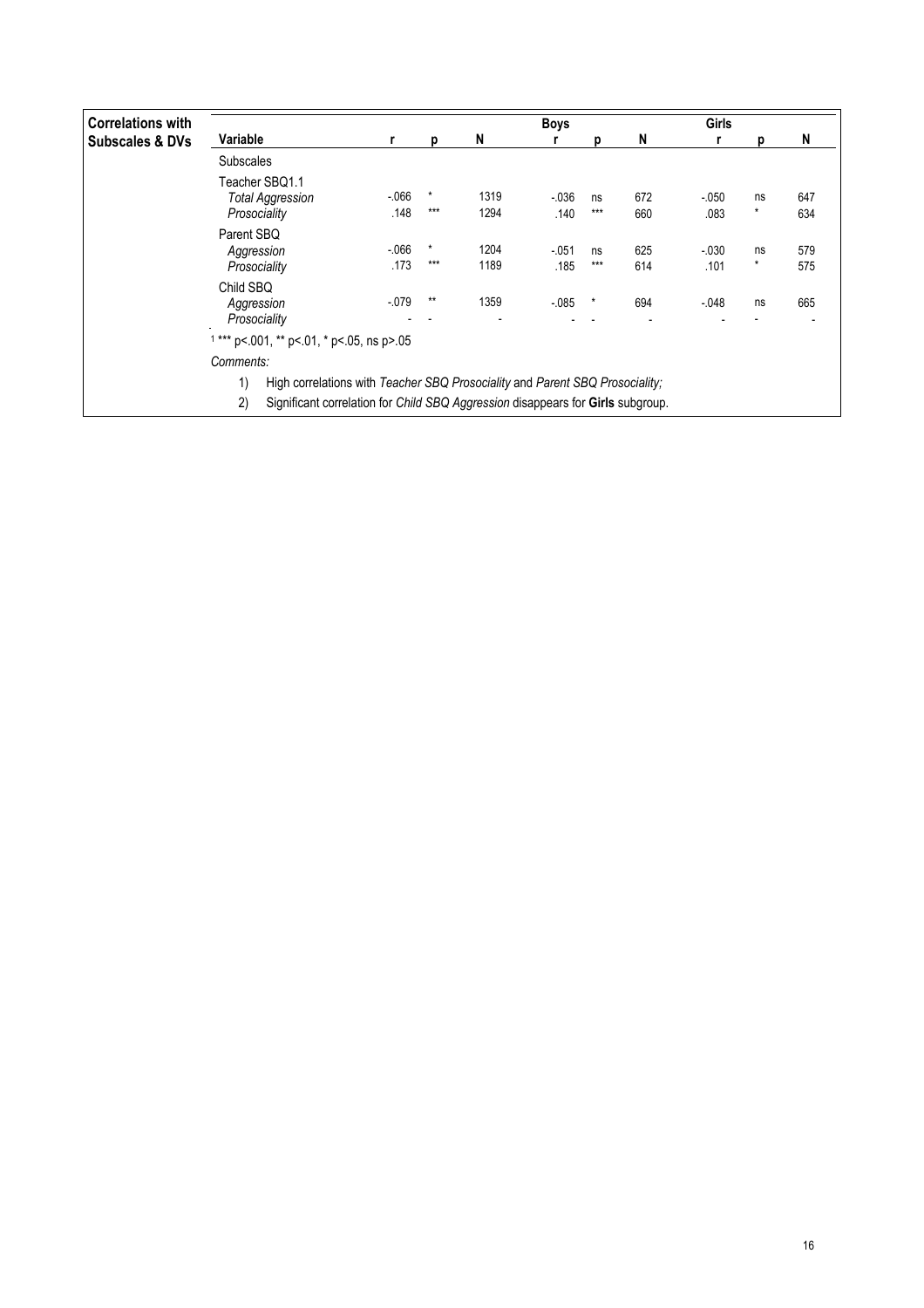| Correlations with Subscales & DVs | | | | Boys | | | Girls | | |
|---|---|---|---|---|---|---|---|---|---|
| **Variable** | **r** | **p** | **N** | **r** | **p** | **N** | **r** | **p** | **N** |
| Subscales | | | | | | | | | |
| Teacher SBQ1.1 | | | | | | | | | |
| *Total Aggression* | -.066 | * | 1319 | -.036 | ns | 672 | -.050 | ns | 647 |
| *Prosociality* | .148 | *** | 1294 | .140 | *** | 660 | .083 | * | 634 |
| Parent SBQ | | | | | | | | | |
| *Aggression* | -.066 | * | 1204 | -.051 | ns | 625 | -.030 | ns | 579 |
| *Prosociality* | .173 | *** | 1189 | .185 | *** | 614 | .101 | * | 575 |
| Child SBQ | | | | | | | | | |
| *Aggression* | -.079 | ** | 1359 | -.085 | * | 694 | -.048 | ns | 665 |
| *Prosociality* | - | - | - | - | - | - | - | - | - |

[1] *** p<.001, ** p<.01, * p<.05, ns p>.05

*Comments:*

1) High correlations with *Teacher SBQ Prosociality* and *Parent SBQ Prosociality;*
2) Significant correlation for *Child SBQ Aggression* disappears for **Girls** subgroup.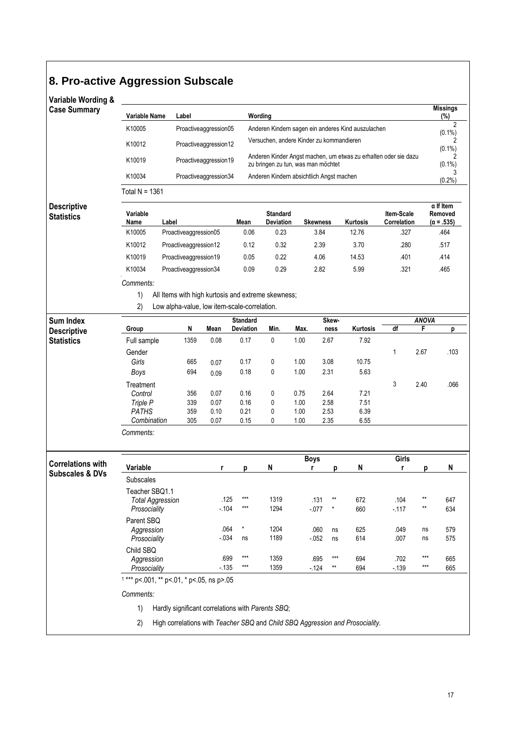# 8. Pro-active Aggression Subscale

## Variable Wording & Case Summary

| Variable Name | Label | Wording | Missings (%) |
|---|---|---|---|
| K10005 | Proactiveaggression05 | Anderen Kindern sagen ein anderes Kind auszulachen | 2 (0.1%) |
| K10012 | Proactiveaggression12 | Versuchen, andere Kinder zu kommandieren | 2 (0.1%) |
| K10019 | Proactiveaggression19 | Anderen Kinder Angst machen, um etwas zu erhalten oder sie dazu zu bringen zu tun, was man möchtet | 2 (0.1%) |
| K10034 | Proactiveaggression34 | Anderen Kindern absichtlich Angst machen | 3 (0.2%) |

Total N = 1361

## Descriptive Statistics

| Variable Name | Label | Mean | Standard Deviation | Skewness | Kurtosis | Item-Scale Correlation | α If Item Removed (α = .535) |
|---|---|---|---|---|---|---|---|
| K10005 | Proactiveaggression05 | 0.06 | 0.23 | 3.84 | 12.76 | .327 | .464 |
| K10012 | Proactiveaggression12 | 0.12 | 0.32 | 2.39 | 3.70 | .280 | .517 |
| K10019 | Proactiveaggression19 | 0.05 | 0.22 | 4.06 | 14.53 | .401 | .414 |
| K10034 | Proactiveaggression34 | 0.09 | 0.29 | 2.82 | 5.99 | .321 | .465 |

*Comments:*

1) All Items with high kurtosis and extreme skewness;
2) Low alpha-value, low item-scale-correlation.

## Sum Index Descriptive Statistics

| Group | N | Mean | Standard Deviation | Min. | Max. | Skewness | Kurtosis | ANOVA df | ANOVA F | ANOVA p |
|---|---|---|---|---|---|---|---|---|---|---|
| Full sample | 1359 | 0.08 | 0.17 | 0 | 1.00 | 2.67 | 7.92 | | | |
| Gender | | | | | | | | 1 | 2.67 | .103 |
| *Girls* | 665 | 0.07 | 0.17 | 0 | 1.00 | 3.08 | 10.75 | | | |
| *Boys* | 694 | 0.09 | 0.18 | 0 | 1.00 | 2.31 | 5.63 | | | |
| Treatment | | | | | | | | 3 | 2.40 | .066 |
| *Control* | 356 | 0.07 | 0.16 | 0 | 0.75 | 2.64 | 7.21 | | | |
| *Triple P* | 339 | 0.07 | 0.16 | 0 | 1.00 | 2.58 | 7.51 | | | |
| *PATHS* | 359 | 0.10 | 0.21 | 0 | 1.00 | 2.53 | 6.39 | | | |
| *Combination* | 305 | 0.07 | 0.15 | 0 | 1.00 | 2.35 | 6.55 | | | |

*Comments:*

## Correlations with Subscales & DVs

| Variable | r | p | N | Boys r | Boys p | Boys N | Girls r | Girls p | Girls N |
|---|---|---|---|---|---|---|---|---|---|
| Subscales | | | | | | | | | |
| Teacher SBQ1.1 | | | | | | | | | |
| *Total Aggression* | .125 | *** | 1319 | .131 | ** | 672 | .104 | ** | 647 |
| *Prosociality* | -.104 | *** | 1294 | -.077 | * | 660 | -.117 | ** | 634 |
| Parent SBQ | | | | | | | | | |
| *Aggression* | .064 | * | 1204 | .060 | ns | 625 | .049 | ns | 579 |
| *Prosociality* | -.034 | ns | 1189 | -.052 | ns | 614 | .007 | ns | 575 |
| Child SBQ | | | | | | | | | |
| *Aggression* | .699 | *** | 1359 | .695 | *** | 694 | .702 | *** | 665 |
| *Prosociality* | -.135 | *** | 1359 | -.124 | ** | 694 | -.139 | *** | 665 |

[1] *** p<.001, ** p<.01, * p<.05, ns p>.05

*Comments:*

1) Hardly significant correlations with *Parents SBQ*;
2) High correlations with *Teacher SBQ* and *Child SBQ Aggression and Prosociality.*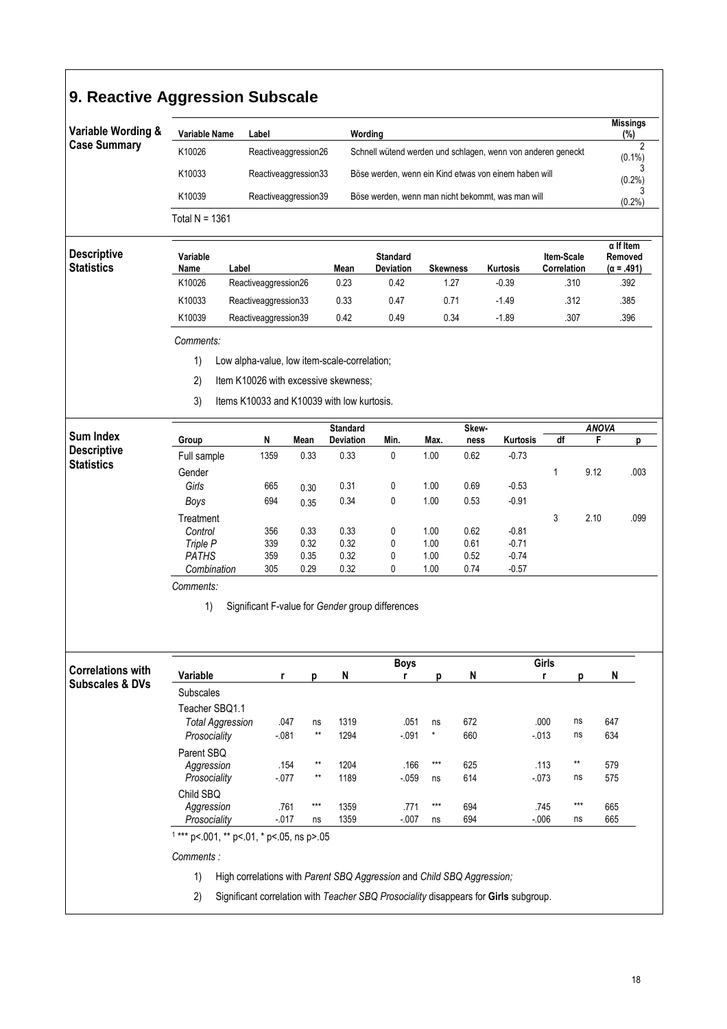## 9. Reactive Aggression Subscale

### Variable Wording & Case Summary

| Variable Name | Label | Wording | Missings (%) |
|---|---|---|---|
| K10026 | Reactiveaggression26 | Schnell wütend werden und schlagen, wenn von anderen geneckt | 2 (0.1%) |
| K10033 | Reactiveaggression33 | Böse werden, wenn ein Kind etwas von einem haben will | 3 (0.2%) |
| K10039 | Reactiveaggression39 | Böse werden, wenn man nicht bekommt, was man will | 3 (0.2%) |

Total N = 1361

### Descriptive Statistics

| Variable Name | Label | Mean | Standard Deviation | Skewness | Kurtosis | Item-Scale Correlation | α If Item Removed (α = .491) |
|---|---|---|---|---|---|---|---|
| K10026 | Reactiveaggression26 | 0.23 | 0.42 | 1.27 | -0.39 | .310 | .392 |
| K10033 | Reactiveaggression33 | 0.33 | 0.47 | 0.71 | -1.49 | .312 | .385 |
| K10039 | Reactiveaggression39 | 0.42 | 0.49 | 0.34 | -1.89 | .307 | .396 |

*Comments:*

1) Low alpha-value, low item-scale-correlation;
2) Item K10026 with excessive skewness;
3) Items K10033 and K10039 with low kurtosis.

### Sum Index Descriptive Statistics

| Group | N | Mean | Standard Deviation | Min. | Max. | Skew-ness | Kurtosis | ANOVA df | F | p |
|---|---|---|---|---|---|---|---|---|---|---|
| Full sample | 1359 | 0.33 | 0.33 | 0 | 1.00 | 0.62 | -0.73 | | | |
| Gender | | | | | | | | 1 | 9.12 | .003 |
| *Girls* | 665 | 0.30 | 0.31 | 0 | 1.00 | 0.69 | -0.53 | | | |
| *Boys* | 694 | 0.35 | 0.34 | 0 | 1.00 | 0.53 | -0.91 | | | |
| Treatment | | | | | | | | 3 | 2.10 | .099 |
| *Control* | 356 | 0.33 | 0.33 | 0 | 1.00 | 0.62 | -0.81 | | | |
| *Triple P* | 339 | 0.32 | 0.32 | 0 | 1.00 | 0.61 | -0.71 | | | |
| *PATHS* | 359 | 0.35 | 0.32 | 0 | 1.00 | 0.52 | -0.74 | | | |
| *Combination* | 305 | 0.29 | 0.32 | 0 | 1.00 | 0.74 | -0.57 | | | |

*Comments:*

1) Significant F-value for *Gender* group differences

### Correlations with Subscales & DVs

| Variable | r | p | N | Boys r | p | N | Girls r | p | N |
|---|---|---|---|---|---|---|---|---|---|
| Subscales | | | | | | | | | |
| Teacher SBQ1.1 | | | | | | | | | |
| *Total Aggression* | .047 | ns | 1319 | .051 | ns | 672 | .000 | ns | 647 |
| *Prosociality* | -.081 | ** | 1294 | -.091 | * | 660 | -.013 | ns | 634 |
| Parent SBQ | | | | | | | | | |
| *Aggression* | .154 | ** | 1204 | .166 | *** | 625 | .113 | ** | 579 |
| *Prosociality* | -.077 | ** | 1189 | -.059 | ns | 614 | -.073 | ns | 575 |
| Child SBQ | | | | | | | | | |
| *Aggression* | .761 | *** | 1359 | .771 | *** | 694 | .745 | *** | 665 |
| *Prosociality* | -.017 | ns | 1359 | -.007 | ns | 694 | -.006 | ns | 665 |

[1] *** p<.001, ** p<.01, * p<.05, ns p>.05

*Comments :*

1) High correlations with *Parent SBQ Aggression* and *Child SBQ Aggression;*
2) Significant correlation with *Teacher SBQ Prosociality* disappears for **Girls** subgroup.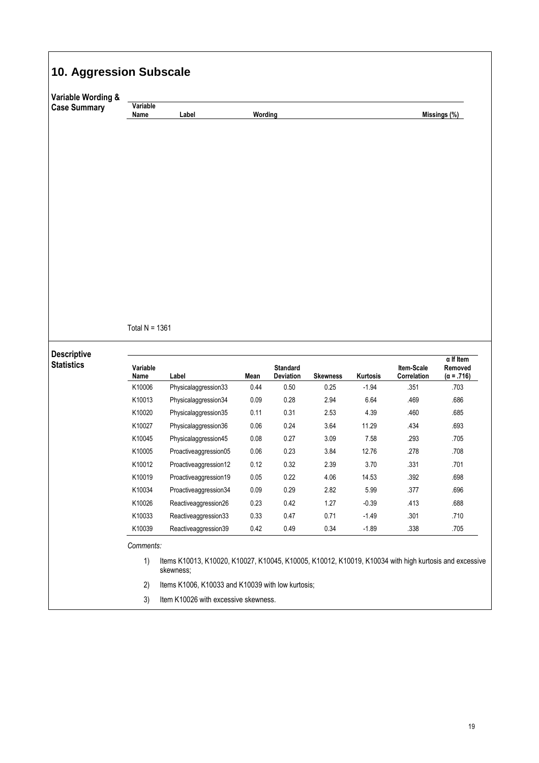# 10. Aggression Subscale

**Variable Wording & Case Summary**

| Variable Name | Label | Wording | Missings (%) |
|---|---|---|---|

Total N = 1361

**Descriptive Statistics**

| Variable Name | Label | Mean | Standard Deviation | Skewness | Kurtosis | Item-Scale Correlation | α If Item Removed (α = .716) |
|---|---|---|---|---|---|---|---|
| K10006 | Physicalaggression33 | 0.44 | 0.50 | 0.25 | -1.94 | .351 | .703 |
| K10013 | Physicalaggression34 | 0.09 | 0.28 | 2.94 | 6.64 | .469 | .686 |
| K10020 | Physicalaggression35 | 0.11 | 0.31 | 2.53 | 4.39 | .460 | .685 |
| K10027 | Physicalaggression36 | 0.06 | 0.24 | 3.64 | 11.29 | .434 | .693 |
| K10045 | Physicalaggression45 | 0.08 | 0.27 | 3.09 | 7.58 | .293 | .705 |
| K10005 | Proactiveaggression05 | 0.06 | 0.23 | 3.84 | 12.76 | .278 | .708 |
| K10012 | Proactiveaggression12 | 0.12 | 0.32 | 2.39 | 3.70 | .331 | .701 |
| K10019 | Proactiveaggression19 | 0.05 | 0.22 | 4.06 | 14.53 | .392 | .698 |
| K10034 | Proactiveaggression34 | 0.09 | 0.29 | 2.82 | 5.99 | .377 | .696 |
| K10026 | Reactiveaggression26 | 0.23 | 0.42 | 1.27 | -0.39 | .413 | .688 |
| K10033 | Reactiveaggression33 | 0.33 | 0.47 | 0.71 | -1.49 | .301 | .710 |
| K10039 | Reactiveaggression39 | 0.42 | 0.49 | 0.34 | -1.89 | .338 | .705 |

*Comments:*

1) Items K10013, K10020, K10027, K10045, K10005, K10012, K10019, K10034 with high kurtosis and excessive skewness;
2) Items K1006, K10033 and K10039 with low kurtosis;
3) Item K10026 with excessive skewness.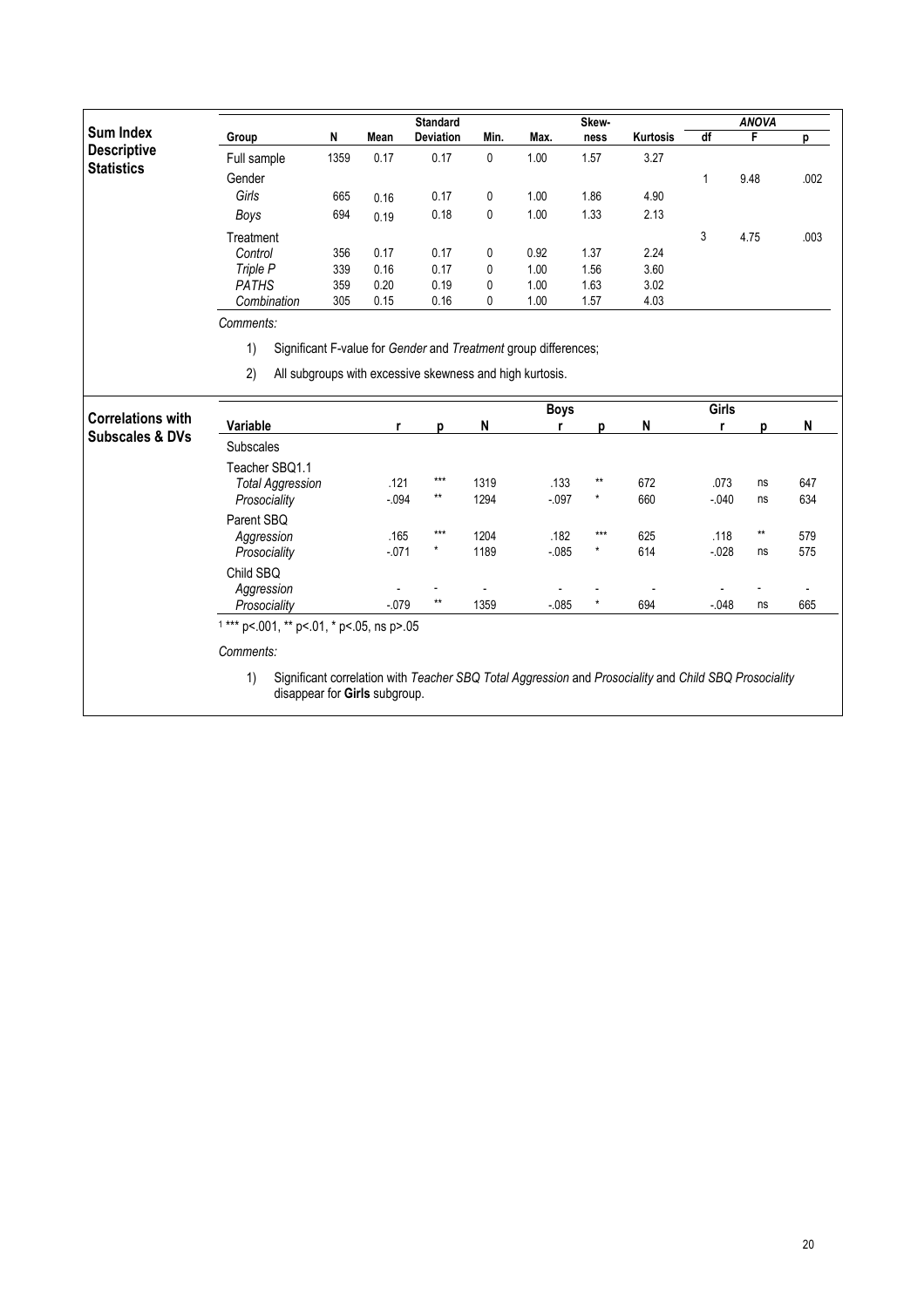**Sum Index Descriptive Statistics**

| Group | N | Mean | Standard Deviation | Min. | Max. | Skew-ness | Kurtosis | ANOVA df | ANOVA F | ANOVA p |
|---|---|---|---|---|---|---|---|---|---|---|
| Full sample | 1359 | 0.17 | 0.17 | 0 | 1.00 | 1.57 | 3.27 | | | |
| Gender | | | | | | | | 1 | 9.48 | .002 |
| *Girls* | 665 | 0.16 | 0.17 | 0 | 1.00 | 1.86 | 4.90 | | | |
| *Boys* | 694 | 0.19 | 0.18 | 0 | 1.00 | 1.33 | 2.13 | | | |
| Treatment | | | | | | | | 3 | 4.75 | .003 |
| *Control* | 356 | 0.17 | 0.17 | 0 | 0.92 | 1.37 | 2.24 | | | |
| *Triple P* | 339 | 0.16 | 0.17 | 0 | 1.00 | 1.56 | 3.60 | | | |
| *PATHS* | 359 | 0.20 | 0.19 | 0 | 1.00 | 1.63 | 3.02 | | | |
| *Combination* | 305 | 0.15 | 0.16 | 0 | 1.00 | 1.57 | 4.03 | | | |

*Comments:*

1) Significant F-value for *Gender* and *Treatment* group differences;
2) All subgroups with excessive skewness and high kurtosis.

**Correlations with Subscales & DVs**

| Variable | r | p | N | Boys r | Boys p | Boys N | Girls r | Girls p | Girls N |
|---|---|---|---|---|---|---|---|---|---|
| Subscales | | | | | | | | | |
| Teacher SBQ1.1 | | | | | | | | | |
| *Total Aggression* | .121 | *** | 1319 | .133 | ** | 672 | .073 | ns | 647 |
| *Prosociality* | -.094 | ** | 1294 | -.097 | * | 660 | -.040 | ns | 634 |
| Parent SBQ | | | | | | | | | |
| *Aggression* | .165 | *** | 1204 | .182 | *** | 625 | .118 | ** | 579 |
| *Prosociality* | -.071 | * | 1189 | -.085 | * | 614 | -.028 | ns | 575 |
| Child SBQ | | | | | | | | | |
| *Aggression* | - | - | - | - | - | - | - | - | - |
| *Prosociality* | -.079 | ** | 1359 | -.085 | * | 694 | -.048 | ns | 665 |

[1] *** p<.001, ** p<.01, * p<.05, ns p>.05

*Comments:*

1) Significant correlation with *Teacher SBQ Total Aggression* and *Prosociality* and *Child SBQ Prosociality* disappear for **Girls** subgroup.